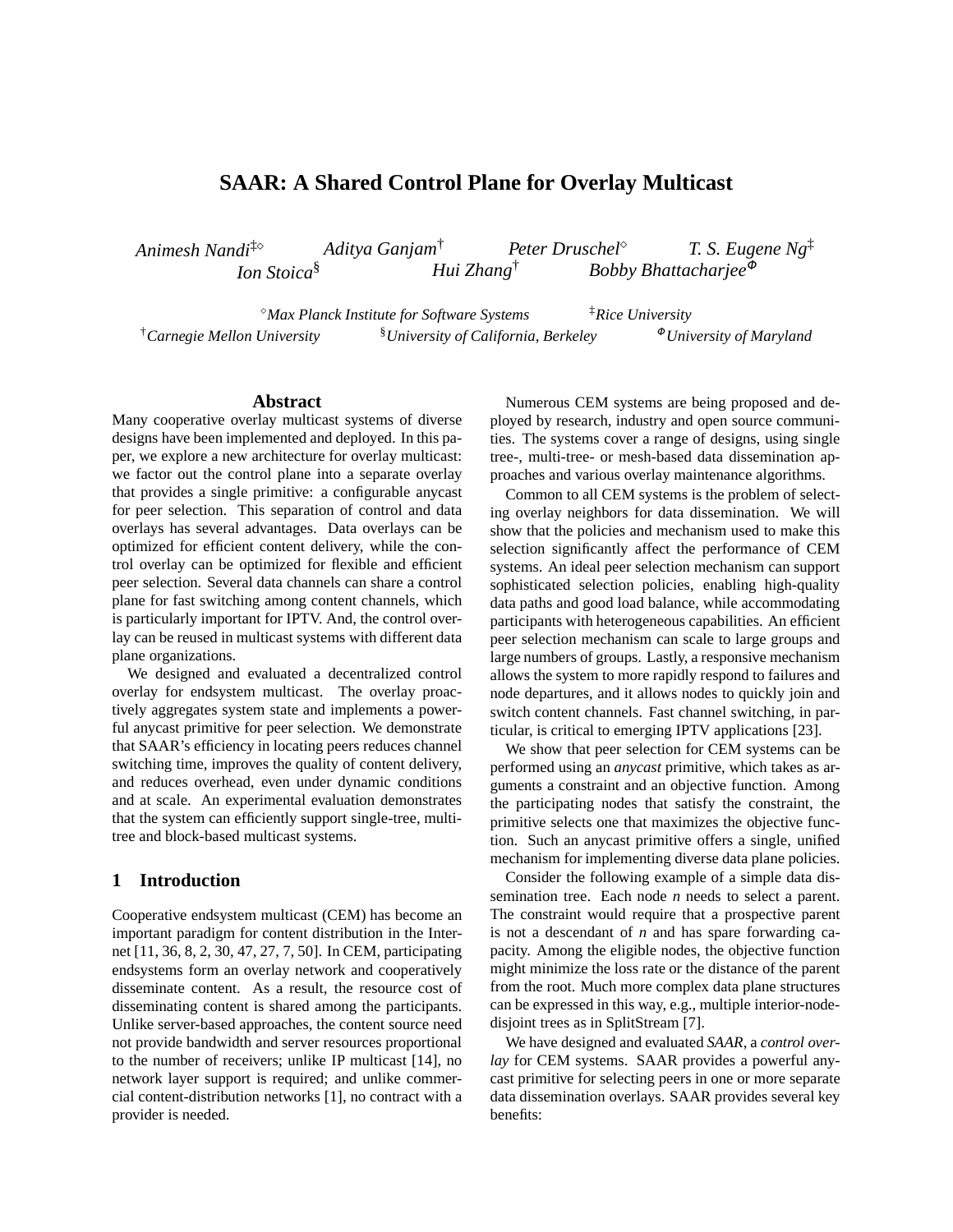# SAAR: A Shared Control Plane for Overlay Multicast

*Animesh Nandi*[‡◇] *Aditya Ganjam*[†] *Peter Druschel*[◇] *T. S. Eugene Ng*[‡]
*Ion Stoica*[§] *Hui Zhang*[†] *Bobby Bhattacharjee*[Φ]

[◇]*Max Planck Institute for Software Systems* [‡]*Rice University*
[†]*Carnegie Mellon University* [§]*University of California, Berkeley* [Φ]*University of Maryland*

## Abstract

Many cooperative overlay multicast systems of diverse designs have been implemented and deployed. In this paper, we explore a new architecture for overlay multicast: we factor out the control plane into a separate overlay that provides a single primitive: a configurable anycast for peer selection. This separation of control and data overlays has several advantages. Data overlays can be optimized for efficient content delivery, while the control overlay can be optimized for flexible and efficient peer selection. Several data channels can share a control plane for fast switching among content channels, which is particularly important for IPTV. And, the control overlay can be reused in multicast systems with different data plane organizations.

We designed and evaluated a decentralized control overlay for endsystem multicast. The overlay proactively aggregates system state and implements a powerful anycast primitive for peer selection. We demonstrate that SAAR's efficiency in locating peers reduces channel switching time, improves the quality of content delivery, and reduces overhead, even under dynamic conditions and at scale. An experimental evaluation demonstrates that the system can efficiently support single-tree, multi-tree and block-based multicast systems.

## 1 Introduction

Cooperative endsystem multicast (CEM) has become an important paradigm for content distribution in the Internet [11, 36, 8, 2, 30, 47, 27, 7, 50]. In CEM, participating endsystems form an overlay network and cooperatively disseminate content. As a result, the resource cost of disseminating content is shared among the participants. Unlike server-based approaches, the content source need not provide bandwidth and server resources proportional to the number of receivers; unlike IP multicast [14], no network layer support is required; and unlike commercial content-distribution networks [1], no contract with a provider is needed.

Numerous CEM systems are being proposed and deployed by research, industry and open source communities. The systems cover a range of designs, using single tree-, multi-tree- or mesh-based data dissemination approaches and various overlay maintenance algorithms.

Common to all CEM systems is the problem of selecting overlay neighbors for data dissemination. We will show that the policies and mechanism used to make this selection significantly affect the performance of CEM systems. An ideal peer selection mechanism can support sophisticated selection policies, enabling high-quality data paths and good load balance, while accommodating participants with heterogeneous capabilities. An efficient peer selection mechanism can scale to large groups and large numbers of groups. Lastly, a responsive mechanism allows the system to more rapidly respond to failures and node departures, and it allows nodes to quickly join and switch content channels. Fast channel switching, in particular, is critical to emerging IPTV applications [23].

We show that peer selection for CEM systems can be performed using an *anycast* primitive, which takes as arguments a constraint and an objective function. Among the participating nodes that satisfy the constraint, the primitive selects one that maximizes the objective function. Such an anycast primitive offers a single, unified mechanism for implementing diverse data plane policies.

Consider the following example of a simple data dissemination tree. Each node *n* needs to select a parent. The constraint would require that a prospective parent is not a descendant of *n* and has spare forwarding capacity. Among the eligible nodes, the objective function might minimize the loss rate or the distance of the parent from the root. Much more complex data plane structures can be expressed in this way, e.g., multiple interior-node-disjoint trees as in SplitStream [7].

We have designed and evaluated *SAAR*, a *control overlay* for CEM systems. SAAR provides a powerful anycast primitive for selecting peers in one or more separate data dissemination overlays. SAAR provides several key benefits: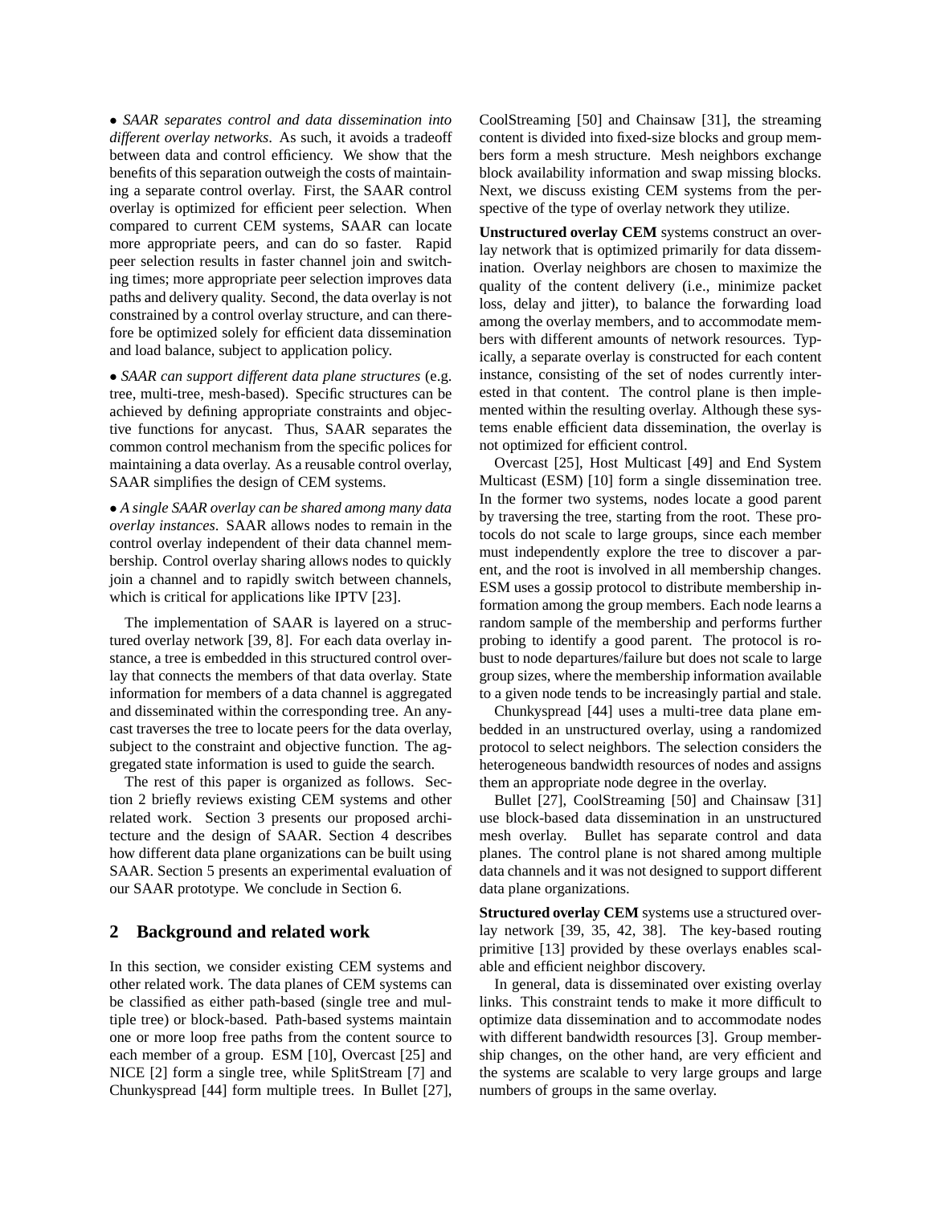• *SAAR separates control and data dissemination into different overlay networks.* As such, it avoids a tradeoff between data and control efficiency. We show that the benefits of this separation outweigh the costs of maintaining a separate control overlay. First, the SAAR control overlay is optimized for efficient peer selection. When compared to current CEM systems, SAAR can locate more appropriate peers, and can do so faster. Rapid peer selection results in faster channel join and switching times; more appropriate peer selection improves data paths and delivery quality. Second, the data overlay is not constrained by a control overlay structure, and can therefore be optimized solely for efficient data dissemination and load balance, subject to application policy.

• *SAAR can support different data plane structures* (e.g. tree, multi-tree, mesh-based). Specific structures can be achieved by defining appropriate constraints and objective functions for anycast. Thus, SAAR separates the common control mechanism from the specific polices for maintaining a data overlay. As a reusable control overlay, SAAR simplifies the design of CEM systems.

• *A single SAAR overlay can be shared among many data overlay instances*. SAAR allows nodes to remain in the control overlay independent of their data channel membership. Control overlay sharing allows nodes to quickly join a channel and to rapidly switch between channels, which is critical for applications like IPTV [23].

The implementation of SAAR is layered on a structured overlay network [39, 8]. For each data overlay instance, a tree is embedded in this structured control overlay that connects the members of that data overlay. State information for members of a data channel is aggregated and disseminated within the corresponding tree. An anycast traverses the tree to locate peers for the data overlay, subject to the constraint and objective function. The aggregated state information is used to guide the search.

The rest of this paper is organized as follows. Section 2 briefly reviews existing CEM systems and other related work. Section 3 presents our proposed architecture and the design of SAAR. Section 4 describes how different data plane organizations can be built using SAAR. Section 5 presents an experimental evaluation of our SAAR prototype. We conclude in Section 6.

## 2 Background and related work

In this section, we consider existing CEM systems and other related work. The data planes of CEM systems can be classified as either path-based (single tree and multiple tree) or block-based. Path-based systems maintain one or more loop free paths from the content source to each member of a group. ESM [10], Overcast [25] and NICE [2] form a single tree, while SplitStream [7] and Chunkyspread [44] form multiple trees. In Bullet [27], CoolStreaming [50] and Chainsaw [31], the streaming content is divided into fixed-size blocks and group members form a mesh structure. Mesh neighbors exchange block availability information and swap missing blocks. Next, we discuss existing CEM systems from the perspective of the type of overlay network they utilize.

**Unstructured overlay CEM** systems construct an overlay network that is optimized primarily for data dissemination. Overlay neighbors are chosen to maximize the quality of the content delivery (i.e., minimize packet loss, delay and jitter), to balance the forwarding load among the overlay members, and to accommodate members with different amounts of network resources. Typically, a separate overlay is constructed for each content instance, consisting of the set of nodes currently interested in that content. The control plane is then implemented within the resulting overlay. Although these systems enable efficient data dissemination, the overlay is not optimized for efficient control.

Overcast [25], Host Multicast [49] and End System Multicast (ESM) [10] form a single dissemination tree. In the former two systems, nodes locate a good parent by traversing the tree, starting from the root. These protocols do not scale to large groups, since each member must independently explore the tree to discover a parent, and the root is involved in all membership changes. ESM uses a gossip protocol to distribute membership information among the group members. Each node learns a random sample of the membership and performs further probing to identify a good parent. The protocol is robust to node departures/failure but does not scale to large group sizes, where the membership information available to a given node tends to be increasingly partial and stale.

Chunkyspread [44] uses a multi-tree data plane embedded in an unstructured overlay, using a randomized protocol to select neighbors. The selection considers the heterogeneous bandwidth resources of nodes and assigns them an appropriate node degree in the overlay.

Bullet [27], CoolStreaming [50] and Chainsaw [31] use block-based data dissemination in an unstructured mesh overlay. Bullet has separate control and data planes. The control plane is not shared among multiple data channels and it was not designed to support different data plane organizations.

**Structured overlay CEM** systems use a structured overlay network [39, 35, 42, 38]. The key-based routing primitive [13] provided by these overlays enables scalable and efficient neighbor discovery.

In general, data is disseminated over existing overlay links. This constraint tends to make it more difficult to optimize data dissemination and to accommodate nodes with different bandwidth resources [3]. Group membership changes, on the other hand, are very efficient and the systems are scalable to very large groups and large numbers of groups in the same overlay.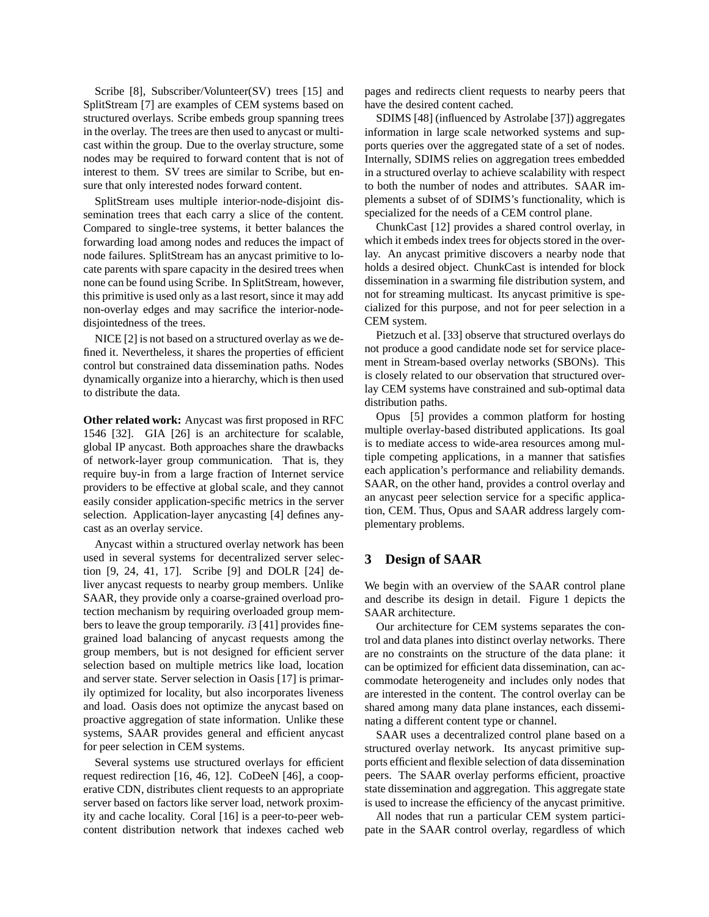Scribe [8], Subscriber/Volunteer(SV) trees [15] and SplitStream [7] are examples of CEM systems based on structured overlays. Scribe embeds group spanning trees in the overlay. The trees are then used to anycast or multicast within the group. Due to the overlay structure, some nodes may be required to forward content that is not of interest to them. SV trees are similar to Scribe, but ensure that only interested nodes forward content.

SplitStream uses multiple interior-node-disjoint dissemination trees that each carry a slice of the content. Compared to single-tree systems, it better balances the forwarding load among nodes and reduces the impact of node failures. SplitStream has an anycast primitive to locate parents with spare capacity in the desired trees when none can be found using Scribe. In SplitStream, however, this primitive is used only as a last resort, since it may add non-overlay edges and may sacrifice the interior-node-disjointedness of the trees.

NICE [2] is not based on a structured overlay as we defined it. Nevertheless, it shares the properties of efficient control but constrained data dissemination paths. Nodes dynamically organize into a hierarchy, which is then used to distribute the data.

**Other related work:** Anycast was first proposed in RFC 1546 [32]. GIA [26] is an architecture for scalable, global IP anycast. Both approaches share the drawbacks of network-layer group communication. That is, they require buy-in from a large fraction of Internet service providers to be effective at global scale, and they cannot easily consider application-specific metrics in the server selection. Application-layer anycasting [4] defines anycast as an overlay service.

Anycast within a structured overlay network has been used in several systems for decentralized server selection [9, 24, 41, 17]. Scribe [9] and DOLR [24] deliver anycast requests to nearby group members. Unlike SAAR, they provide only a coarse-grained overload protection mechanism by requiring overloaded group members to leave the group temporarily. *i*3 [41] provides fine-grained load balancing of anycast requests among the group members, but is not designed for efficient server selection based on multiple metrics like load, location and server state. Server selection in Oasis [17] is primarily optimized for locality, but also incorporates liveness and load. Oasis does not optimize the anycast based on proactive aggregation of state information. Unlike these systems, SAAR provides general and efficient anycast for peer selection in CEM systems.

Several systems use structured overlays for efficient request redirection [16, 46, 12]. CoDeeN [46], a cooperative CDN, distributes client requests to an appropriate server based on factors like server load, network proximity and cache locality. Coral [16] is a peer-to-peer web-content distribution network that indexes cached web pages and redirects client requests to nearby peers that have the desired content cached.

SDIMS [48] (influenced by Astrolabe [37]) aggregates information in large scale networked systems and supports queries over the aggregated state of a set of nodes. Internally, SDIMS relies on aggregation trees embedded in a structured overlay to achieve scalability with respect to both the number of nodes and attributes. SAAR implements a subset of of SDIMS's functionality, which is specialized for the needs of a CEM control plane.

ChunkCast [12] provides a shared control overlay, in which it embeds index trees for objects stored in the overlay. An anycast primitive discovers a nearby node that holds a desired object. ChunkCast is intended for block dissemination in a swarming file distribution system, and not for streaming multicast. Its anycast primitive is specialized for this purpose, and not for peer selection in a CEM system.

Pietzuch et al. [33] observe that structured overlays do not produce a good candidate node set for service placement in Stream-based overlay networks (SBONs). This is closely related to our observation that structured overlay CEM systems have constrained and sub-optimal data distribution paths.

Opus [5] provides a common platform for hosting multiple overlay-based distributed applications. Its goal is to mediate access to wide-area resources among multiple competing applications, in a manner that satisfies each application's performance and reliability demands. SAAR, on the other hand, provides a control overlay and an anycast peer selection service for a specific application, CEM. Thus, Opus and SAAR address largely complementary problems.

## 3 Design of SAAR

We begin with an overview of the SAAR control plane and describe its design in detail. Figure 1 depicts the SAAR architecture.

Our architecture for CEM systems separates the control and data planes into distinct overlay networks. There are no constraints on the structure of the data plane: it can be optimized for efficient data dissemination, can accommodate heterogeneity and includes only nodes that are interested in the content. The control overlay can be shared among many data plane instances, each disseminating a different content type or channel.

SAAR uses a decentralized control plane based on a structured overlay network. Its anycast primitive supports efficient and flexible selection of data dissemination peers. The SAAR overlay performs efficient, proactive state dissemination and aggregation. This aggregate state is used to increase the efficiency of the anycast primitive.

All nodes that run a particular CEM system participate in the SAAR control overlay, regardless of which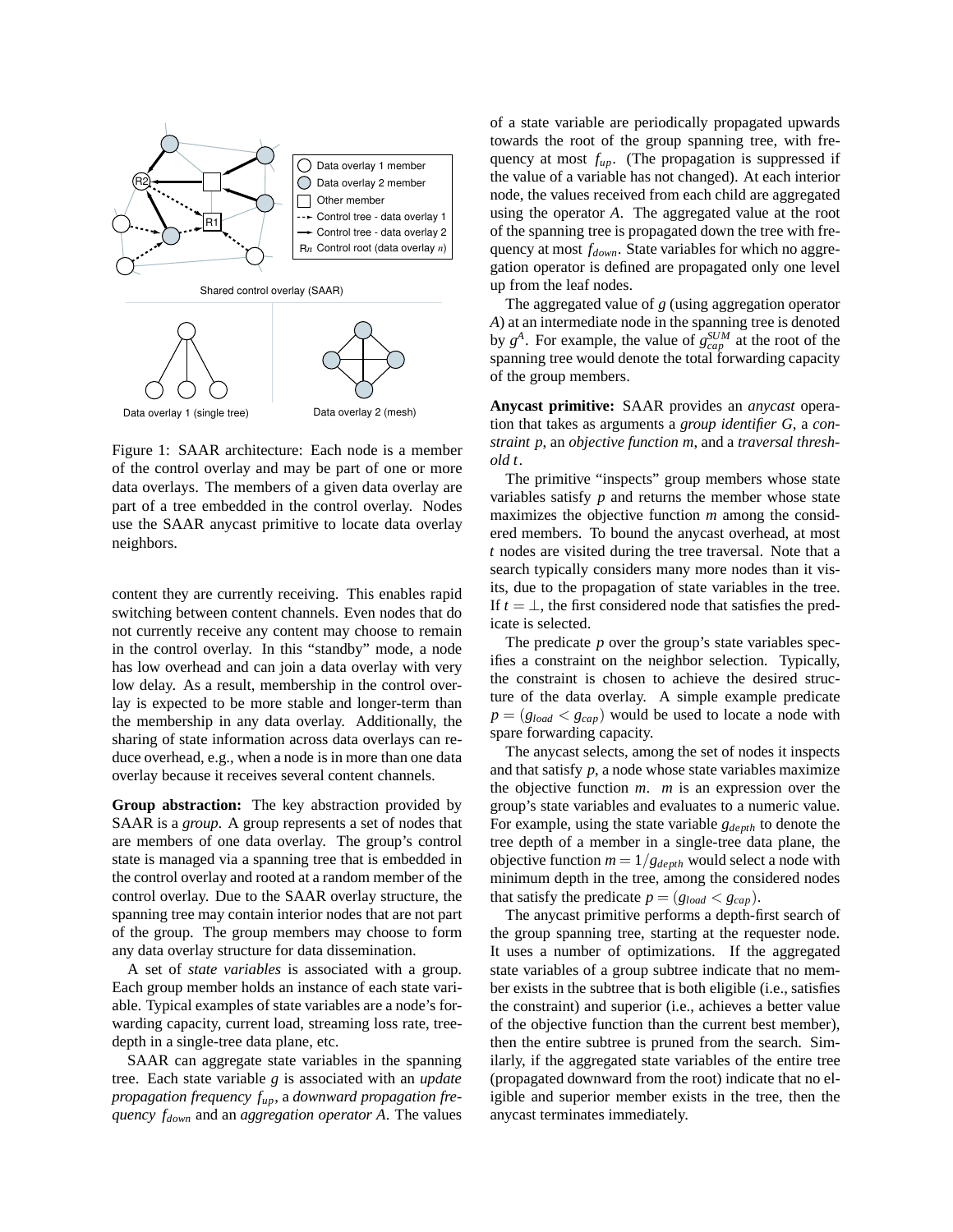Figure 1: SAAR architecture: Each node is a member of the control overlay and may be part of one or more data overlays. The members of a given data overlay are part of a tree embedded in the control overlay. Nodes use the SAAR anycast primitive to locate data overlay neighbors.

content they are currently receiving. This enables rapid switching between content channels. Even nodes that do not currently receive any content may choose to remain in the control overlay. In this "standby" mode, a node has low overhead and can join a data overlay with very low delay. As a result, membership in the control overlay is expected to be more stable and longer-term than the membership in any data overlay. Additionally, the sharing of state information across data overlays can reduce overhead, e.g., when a node is in more than one data overlay because it receives several content channels.

**Group abstraction:** The key abstraction provided by SAAR is a *group*. A group represents a set of nodes that are members of one data overlay. The group's control state is managed via a spanning tree that is embedded in the control overlay and rooted at a random member of the control overlay. Due to the SAAR overlay structure, the spanning tree may contain interior nodes that are not part of the group. The group members may choose to form any data overlay structure for data dissemination.

A set of *state variables* is associated with a group. Each group member holds an instance of each state variable. Typical examples of state variables are a node's forwarding capacity, current load, streaming loss rate, tree-depth in a single-tree data plane, etc.

SAAR can aggregate state variables in the spanning tree. Each state variable $g$ is associated with an *update propagation frequency* $f_{up}$, a *downward propagation frequency* $f_{down}$ and an *aggregation operator* $A$. The values of a state variable are periodically propagated upwards towards the root of the group spanning tree, with frequency at most $f_{up}$. (The propagation is suppressed if the value of a variable has not changed). At each interior node, the values received from each child are aggregated using the operator $A$. The aggregated value at the root of the spanning tree is propagated down the tree with frequency at most $f_{down}$. State variables for which no aggregation operator is defined are propagated only one level up from the leaf nodes.

The aggregated value of $g$ (using aggregation operator $A$) at an intermediate node in the spanning tree is denoted by $g^A$. For example, the value of $g_{cap}^{SUM}$ at the root of the spanning tree would denote the total forwarding capacity of the group members.

**Anycast primitive:** SAAR provides an *anycast* operation that takes as arguments a *group identifier G*, a *constraint p*, an *objective function m*, and a *traversal threshold t*.

The primitive "inspects" group members whose state variables satisfy $p$ and returns the member whose state maximizes the objective function $m$ among the considered members. To bound the anycast overhead, at most $t$ nodes are visited during the tree traversal. Note that a search typically considers many more nodes than it visits, due to the propagation of state variables in the tree. If $t = \perp$, the first considered node that satisfies the predicate is selected.

The predicate $p$ over the group's state variables specifies a constraint on the neighbor selection. Typically, the constraint is chosen to achieve the desired structure of the data overlay. A simple example predicate $p = (g_{load} < g_{cap})$ would be used to locate a node with spare forwarding capacity.

The anycast selects, among the set of nodes it inspects and that satisfy $p$, a node whose state variables maximize the objective function $m$. $m$ is an expression over the group's state variables and evaluates to a numeric value. For example, using the state variable $g_{depth}$ to denote the tree depth of a member in a single-tree data plane, the objective function $m = 1/g_{depth}$ would select a node with minimum depth in the tree, among the considered nodes that satisfy the predicate $p = (g_{load} < g_{cap})$.

The anycast primitive performs a depth-first search of the group spanning tree, starting at the requester node. It uses a number of optimizations. If the aggregated state variables of a group subtree indicate that no member exists in the subtree that is both eligible (i.e., satisfies the constraint) and superior (i.e., achieves a better value of the objective function than the current best member), then the entire subtree is pruned from the search. Similarly, if the aggregated state variables of the entire tree (propagated downward from the root) indicate that no eligible and superior member exists in the tree, then the anycast terminates immediately.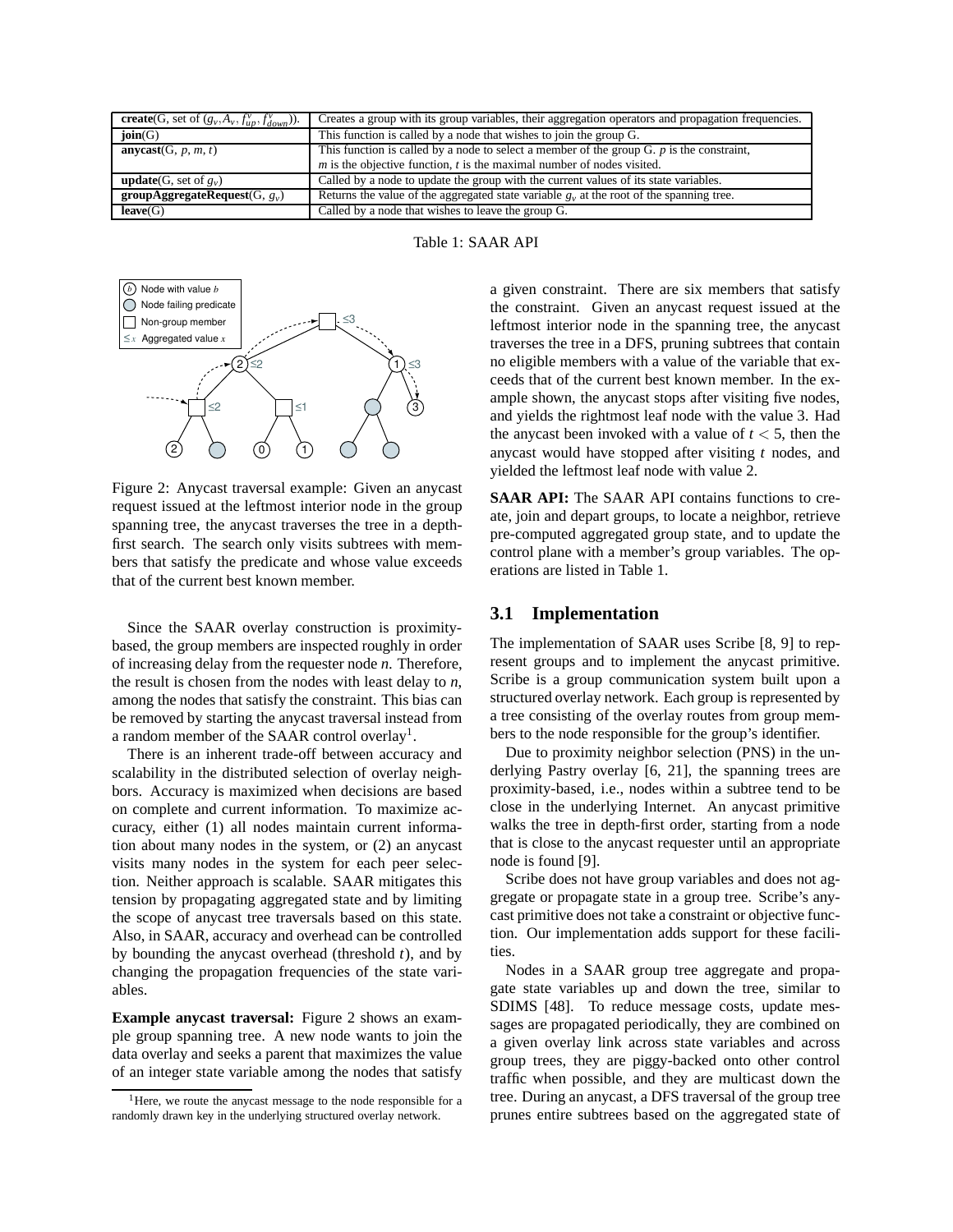| | |
|---|---|
| **create**(G, set of ($g_v$, $A_v$, $f_{up}^v$, $f_{down}^v$)). | Creates a group with its group variables, their aggregation operators and propagation frequencies. |
| **join**(G) | This function is called by a node that wishes to join the group G. |
| **anycast**(G, *p*, *m*, *t*) | This function is called by a node to select a member of the group G. *p* is the constraint, *m* is the objective function, *t* is the maximal number of nodes visited. |
| **update**(G, set of $g_v$) | Called by a node to update the group with the current values of its state variables. |
| **groupAggregateRequest**(G, $g_v$) | Returns the value of the aggregated state variable $g_v$ at the root of the spanning tree. |
| **leave**(G) | Called by a node that wishes to leave the group G. |

Table 1: SAAR API

Figure 2: Anycast traversal example: Given an anycast request issued at the leftmost interior node in the group spanning tree, the anycast traverses the tree in a depth-first search. The search only visits subtrees with members that satisfy the predicate and whose value exceeds that of the current best known member.

Since the SAAR overlay construction is proximity-based, the group members are inspected roughly in order of increasing delay from the requester node *n*. Therefore, the result is chosen from the nodes with least delay to *n*, among the nodes that satisfy the constraint. This bias can be removed by starting the anycast traversal instead from a random member of the SAAR control overlay[1].

There is an inherent trade-off between accuracy and scalability in the distributed selection of overlay neighbors. Accuracy is maximized when decisions are based on complete and current information. To maximize accuracy, either (1) all nodes maintain current information about many nodes in the system, or (2) an anycast visits many nodes in the system for each peer selection. Neither approach is scalable. SAAR mitigates this tension by propagating aggregated state and by limiting the scope of anycast tree traversals based on this state. Also, in SAAR, accuracy and overhead can be controlled by bounding the anycast overhead (threshold *t*), and by changing the propagation frequencies of the state variables.

**Example anycast traversal:** Figure 2 shows an example group spanning tree. A new node wants to join the data overlay and seeks a parent that maximizes the value of an integer state variable among the nodes that satisfy a given constraint. There are six members that satisfy the constraint. Given an anycast request issued at the leftmost interior node in the spanning tree, the anycast traverses the tree in a DFS, pruning subtrees that contain no eligible members with a value of the variable that exceeds that of the current best known member. In the example shown, the anycast stops after visiting five nodes, and yields the rightmost leaf node with the value 3. Had the anycast been invoked with a value of $t < 5$, then the anycast would have stopped after visiting *t* nodes, and yielded the leftmost leaf node with value 2.

**SAAR API:** The SAAR API contains functions to create, join and depart groups, to locate a neighbor, retrieve pre-computed aggregated group state, and to update the control plane with a member's group variables. The operations are listed in Table 1.

### 3.1 Implementation

The implementation of SAAR uses Scribe [8, 9] to represent groups and to implement the anycast primitive. Scribe is a group communication system built upon a structured overlay network. Each group is represented by a tree consisting of the overlay routes from group members to the node responsible for the group's identifier.

Due to proximity neighbor selection (PNS) in the underlying Pastry overlay [6, 21], the spanning trees are proximity-based, i.e., nodes within a subtree tend to be close in the underlying Internet. An anycast primitive walks the tree in depth-first order, starting from a node that is close to the anycast requester until an appropriate node is found [9].

Scribe does not have group variables and does not aggregate or propagate state in a group tree. Scribe's anycast primitive does not take a constraint or objective function. Our implementation adds support for these facilities.

Nodes in a SAAR group tree aggregate and propagate state variables up and down the tree, similar to SDIMS [48]. To reduce message costs, update messages are propagated periodically, they are combined on a given overlay link across state variables and across group trees, they are piggy-backed onto other control traffic when possible, and they are multicast down the tree. During an anycast, a DFS traversal of the group tree prunes entire subtrees based on the aggregated state of

[1] Here, we route the anycast message to the node responsible for a randomly drawn key in the underlying structured overlay network.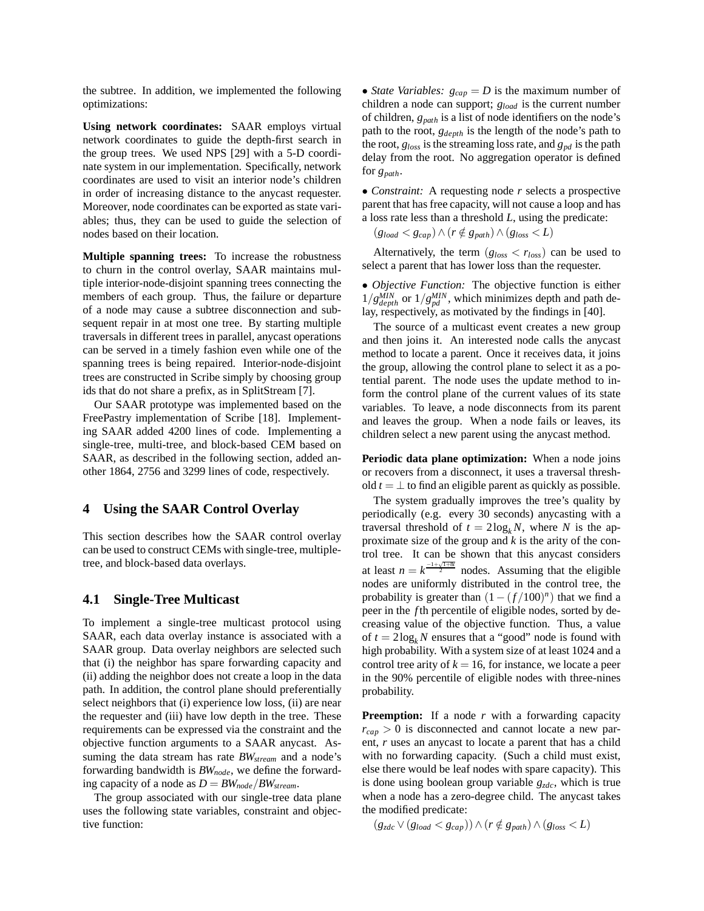the subtree. In addition, we implemented the following optimizations:

**Using network coordinates:** SAAR employs virtual network coordinates to guide the depth-first search in the group trees. We used NPS [29] with a 5-D coordinate system in our implementation. Specifically, network coordinates are used to visit an interior node's children in order of increasing distance to the anycast requester. Moreover, node coordinates can be exported as state variables; thus, they can be used to guide the selection of nodes based on their location.

**Multiple spanning trees:** To increase the robustness to churn in the control overlay, SAAR maintains multiple interior-node-disjoint spanning trees connecting the members of each group. Thus, the failure or departure of a node may cause a subtree disconnection and subsequent repair in at most one tree. By starting multiple traversals in different trees in parallel, anycast operations can be served in a timely fashion even while one of the spanning trees is being repaired. Interior-node-disjoint trees are constructed in Scribe simply by choosing group ids that do not share a prefix, as in SplitStream [7].

Our SAAR prototype was implemented based on the FreePastry implementation of Scribe [18]. Implementing SAAR added 4200 lines of code. Implementing a single-tree, multi-tree, and block-based CEM based on SAAR, as described in the following section, added another 1864, 2756 and 3299 lines of code, respectively.

## 4 Using the SAAR Control Overlay

This section describes how the SAAR control overlay can be used to construct CEMs with single-tree, multiple-tree, and block-based data overlays.

### 4.1 Single-Tree Multicast

To implement a single-tree multicast protocol using SAAR, each data overlay instance is associated with a SAAR group. Data overlay neighbors are selected such that (i) the neighbor has spare forwarding capacity and (ii) adding the neighbor does not create a loop in the data path. In addition, the control plane should preferentially select neighbors that (i) experience low loss, (ii) are near the requester and (iii) have low depth in the tree. These requirements can be expressed via the constraint and the objective function arguments to a SAAR anycast. Assuming the data stream has rate $BW_{stream}$ and a node's forwarding bandwidth is $BW_{node}$, we define the forwarding capacity of a node as $D = BW_{node}/BW_{stream}$.

The group associated with our single-tree data plane uses the following state variables, constraint and objective function:

• *State Variables:* $g_{cap} = D$ is the maximum number of children a node can support; $g_{load}$ is the current number of children, $g_{path}$ is a list of node identifiers on the node's path to the root, $g_{depth}$ is the length of the node's path to the root, $g_{loss}$ is the streaming loss rate, and $g_{pd}$ is the path delay from the root. No aggregation operator is defined for $g_{path}$.

• *Constraint:* A requesting node $r$ selects a prospective parent that has free capacity, will not cause a loop and has a loss rate less than a threshold $L$, using the predicate:

$(g_{load} < g_{cap}) \wedge (r \notin g_{path}) \wedge (g_{loss} < L)$

Alternatively, the term $(g_{loss} < r_{loss})$ can be used to select a parent that has lower loss than the requester.

• *Objective Function:* The objective function is either $1/g^{MIN}_{depth}$ or $1/g^{MIN}_{pd}$, which minimizes depth and path delay, respectively, as motivated by the findings in [40].

The source of a multicast event creates a new group and then joins it. An interested node calls the anycast method to locate a parent. Once it receives data, it joins the group, allowing the control plane to select it as a potential parent. The node uses the update method to inform the control plane of the current values of its state variables. To leave, a node disconnects from its parent and leaves the group. When a node fails or leaves, its children select a new parent using the anycast method.

**Periodic data plane optimization:** When a node joins or recovers from a disconnect, it uses a traversal threshold $t = \perp$ to find an eligible parent as quickly as possible.

The system gradually improves the tree's quality by periodically (e.g. every 30 seconds) anycasting with a traversal threshold of $t = 2\log_k N$, where $N$ is the approximate size of the group and $k$ is the arity of the control tree. It can be shown that this anycast considers at least $n = k^{\frac{-1+\sqrt{1+8t}}{2}}$ nodes. Assuming that the eligible nodes are uniformly distributed in the control tree, the probability is greater than $(1-(f/100)^n)$ that we find a peer in the $f$th percentile of eligible nodes, sorted by decreasing value of the objective function. Thus, a value of $t = 2\log_k N$ ensures that a "good" node is found with high probability. With a system size of at least 1024 and a control tree arity of $k = 16$, for instance, we locate a peer in the 90% percentile of eligible nodes with three-nines probability.

**Preemption:** If a node $r$ with a forwarding capacity $r_{cap} > 0$ is disconnected and cannot locate a new parent, $r$ uses an anycast to locate a parent that has a child with no forwarding capacity. (Such a child must exist, else there would be leaf nodes with spare capacity). This is done using boolean group variable $g_{zdc}$, which is true when a node has a zero-degree child. The anycast takes the modified predicate:

$(g_{zdc} \vee (g_{load} < g_{cap})) \wedge (r \notin g_{path}) \wedge (g_{loss} < L)$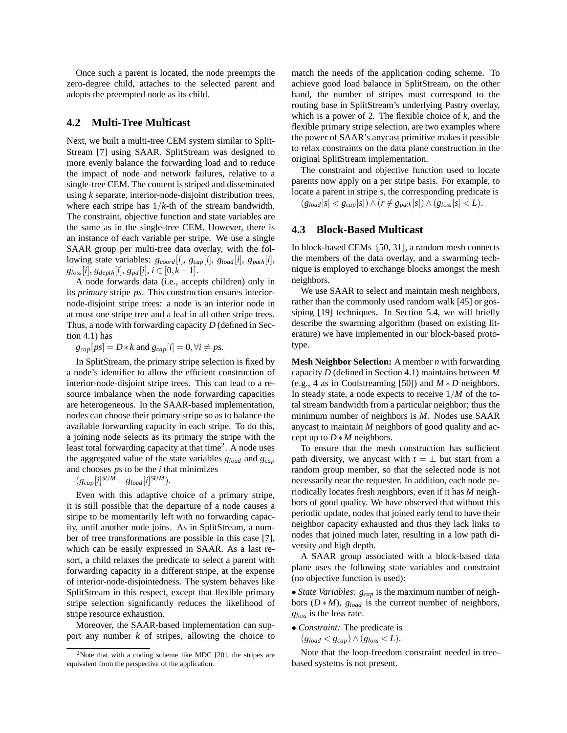Once such a parent is located, the node preempts the zero-degree child, attaches to the selected parent and adopts the preempted node as its child.

## 4.2 Multi-Tree Multicast

Next, we built a multi-tree CEM system similar to SplitStream [7] using SAAR. SplitStream was designed to more evenly balance the forwarding load and to reduce the impact of node and network failures, relative to a single-tree CEM. The content is striped and disseminated using $k$ separate, interior-node-disjoint distribution trees, where each stripe has $1/k$-th of the stream bandwidth. The constraint, objective function and state variables are the same as in the single-tree CEM. However, there is an instance of each variable per stripe. We use a single SAAR group per multi-tree data overlay, with the following state variables: $g_{coord}[i]$, $g_{cap}[i]$, $g_{load}[i]$, $g_{path}[i]$, $g_{loss}[i]$, $g_{depth}[i]$, $g_{pd}[i]$, $i \in [0, k-1]$.

A node forwards data (i.e., accepts children) only in its *primary* stripe *ps*. This construction ensures interior-node-disjoint stripe trees: a node is an interior node in at most one stripe tree and a leaf in all other stripe trees. Thus, a node with forwarding capacity $D$ (defined in Section 4.1) has

$g_{cap}[ps] = D * k$ and $g_{cap}[i] = 0, \forall i \neq ps$.

In SplitStream, the primary stripe selection is fixed by a node's identifier to allow the efficient construction of interior-node-disjoint stripe trees. This can lead to a resource imbalance when the node forwarding capacities are heterogeneous. In the SAAR-based implementation, nodes can choose their primary stripe so as to balance the available forwarding capacity in each stripe. To do this, a joining node selects as its primary the stripe with the least total forwarding capacity at that time[2]. A node uses the aggregated value of the state variables $g_{load}$ and $g_{cap}$ and chooses *ps* to be the $i$ that minimizes

$(g_{cap}[i]^{SUM} - g_{load}[i]^{SUM})$.

Even with this adaptive choice of a primary stripe, it is still possible that the departure of a node causes a stripe to be momentarily left with no forwarding capacity, until another node joins. As in SplitStream, a number of tree transformations are possible in this case [7], which can be easily expressed in SAAR. As a last resort, a child relaxes the predicate to select a parent with forwarding capacity in a different stripe, at the expense of interior-node-disjointedness. The system behaves like SplitStream in this respect, except that flexible primary stripe selection significantly reduces the likelihood of stripe resource exhaustion.

Moreover, the SAAR-based implementation can support any number $k$ of stripes, allowing the choice to match the needs of the application coding scheme. To achieve good load balance in SplitStream, on the other hand, the number of stripes must correspond to the routing base in SplitStream's underlying Pastry overlay, which is a power of 2. The flexible choice of $k$, and the flexible primary stripe selection, are two examples where the power of SAAR's anycast primitive makes it possible to relax constraints on the data plane construction in the original SplitStream implementation.

The constraint and objective function used to locate parents now apply on a per stripe basis. For example, to locate a parent in stripe $s$, the corresponding predicate is

$(g_{load}[s] < g_{cap}[s]) \wedge (r \notin g_{path}[s]) \wedge (g_{loss}[s] < L)$.

[2] Note that with a coding scheme like MDC [20], the stripes are equivalent from the perspective of the application.

## 4.3 Block-Based Multicast

In block-based CEMs [50, 31], a random mesh connects the members of the data overlay, and a swarming technique is employed to exchange blocks amongst the mesh neighbors.

We use SAAR to select and maintain mesh neighbors, rather than the commonly used random walk [45] or gossiping [19] techniques. In Section 5.4, we will briefly describe the swarming algorithm (based on existing literature) we have implemented in our block-based prototype.

**Mesh Neighbor Selection:** A member $n$ with forwarding capacity $D$ (defined in Section 4.1) maintains between $M$ (e.g., 4 as in Coolstreaming [50]) and $M * D$ neighbors. In steady state, a node expects to receive $1/M$ of the total stream bandwidth from a particular neighbor; thus the minimum number of neighbors is $M$. Nodes use SAAR anycast to maintain $M$ neighbors of good quality and accept up to $D * M$ neighbors.

To ensure that the mesh construction has sufficient path diversity, we anycast with $t = \perp$ but start from a random group member, so that the selected node is not necessarily near the requester. In addition, each node periodically locates fresh neighbors, even if it has $M$ neighbors of good quality. We have observed that without this periodic update, nodes that joined early tend to have their neighbor capacity exhausted and thus they lack links to nodes that joined much later, resulting in a low path diversity and high depth.

A SAAR group associated with a block-based data plane uses the following state variables and constraint (no objective function is used):

- *State Variables:* $g_{cap}$ is the maximum number of neighbors ($D * M$), $g_{load}$ is the current number of neighbors, $g_{loss}$ is the loss rate.
- *Constraint:* The predicate is $(g_{load} < g_{cap}) \wedge (g_{loss} < L)$.

Note that the loop-freedom constraint needed in tree-based systems is not present.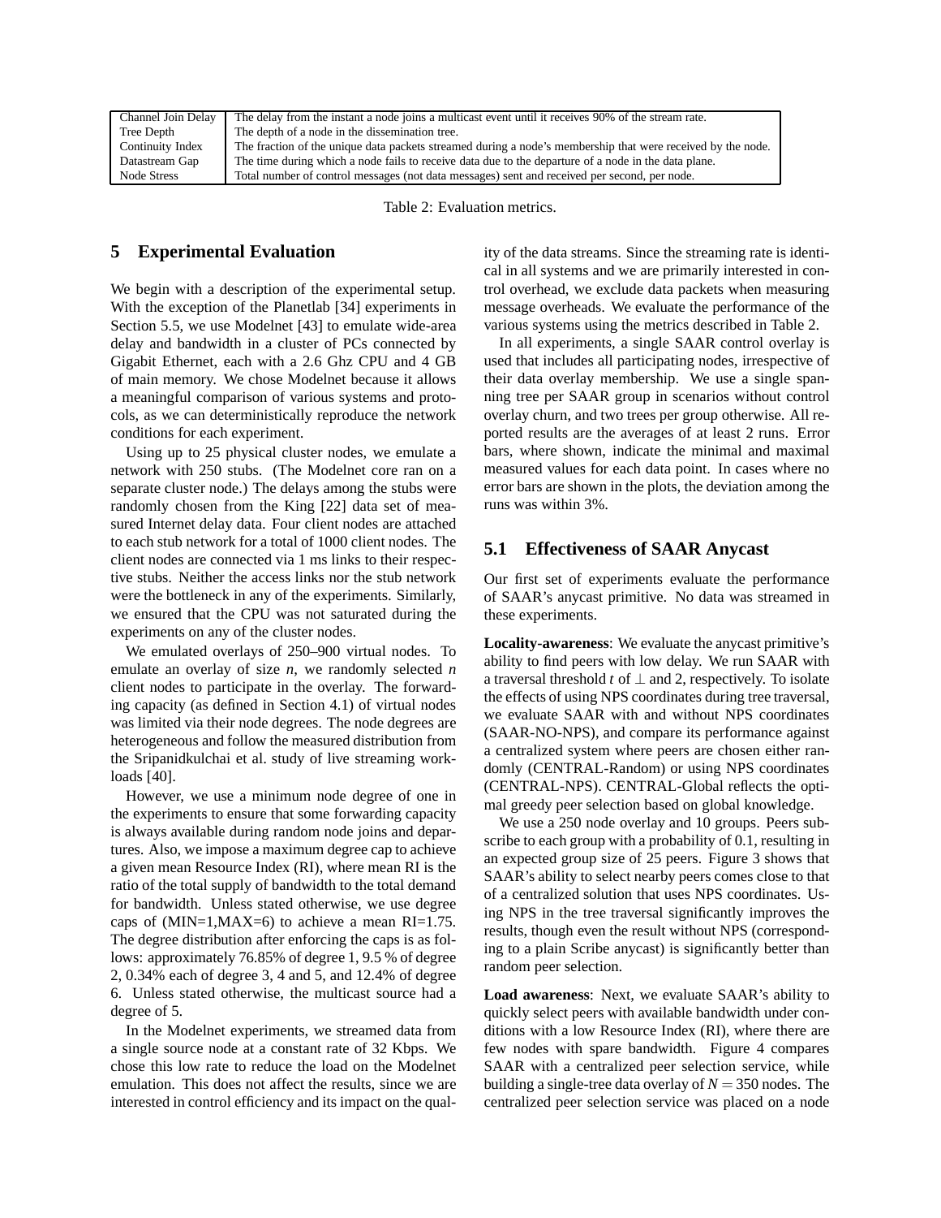| Channel Join Delay | The delay from the instant a node joins a multicast event until it receives 90% of the stream rate. |
|---|---|
| Tree Depth | The depth of a node in the dissemination tree. |
| Continuity Index | The fraction of the unique data packets streamed during a node's membership that were received by the node. |
| Datastream Gap | The time during which a node fails to receive data due to the departure of a node in the data plane. |
| Node Stress | Total number of control messages (not data messages) sent and received per second, per node. |

Table 2: Evaluation metrics.

## 5 Experimental Evaluation

We begin with a description of the experimental setup. With the exception of the Planetlab [34] experiments in Section 5.5, we use Modelnet [43] to emulate wide-area delay and bandwidth in a cluster of PCs connected by Gigabit Ethernet, each with a 2.6 Ghz CPU and 4 GB of main memory. We chose Modelnet because it allows a meaningful comparison of various systems and protocols, as we can deterministically reproduce the network conditions for each experiment.

Using up to 25 physical cluster nodes, we emulate a network with 250 stubs. (The Modelnet core ran on a separate cluster node.) The delays among the stubs were randomly chosen from the King [22] data set of measured Internet delay data. Four client nodes are attached to each stub network for a total of 1000 client nodes. The client nodes are connected via 1 ms links to their respective stubs. Neither the access links nor the stub network were the bottleneck in any of the experiments. Similarly, we ensured that the CPU was not saturated during the experiments on any of the cluster nodes.

We emulated overlays of 250–900 virtual nodes. To emulate an overlay of size $n$, we randomly selected $n$ client nodes to participate in the overlay. The forwarding capacity (as defined in Section 4.1) of virtual nodes was limited via their node degrees. The node degrees are heterogeneous and follow the measured distribution from the Sripanidkulchai et al. study of live streaming workloads [40].

However, we use a minimum node degree of one in the experiments to ensure that some forwarding capacity is always available during random node joins and departures. Also, we impose a maximum degree cap to achieve a given mean Resource Index (RI), where mean RI is the ratio of the total supply of bandwidth to the total demand for bandwidth. Unless stated otherwise, we use degree caps of (MIN=1,MAX=6) to achieve a mean RI=1.75. The degree distribution after enforcing the caps is as follows: approximately 76.85% of degree 1, 9.5 % of degree 2, 0.34% each of degree 3, 4 and 5, and 12.4% of degree 6. Unless stated otherwise, the multicast source had a degree of 5.

In the Modelnet experiments, we streamed data from a single source node at a constant rate of 32 Kbps. We chose this low rate to reduce the load on the Modelnet emulation. This does not affect the results, since we are interested in control efficiency and its impact on the quality of the data streams. Since the streaming rate is identical in all systems and we are primarily interested in control overhead, we exclude data packets when measuring message overheads. We evaluate the performance of the various systems using the metrics described in Table 2.

In all experiments, a single SAAR control overlay is used that includes all participating nodes, irrespective of their data overlay membership. We use a single spanning tree per SAAR group in scenarios without control overlay churn, and two trees per group otherwise. All reported results are the averages of at least 2 runs. Error bars, where shown, indicate the minimal and maximal measured values for each data point. In cases where no error bars are shown in the plots, the deviation among the runs was within 3%.

### 5.1 Effectiveness of SAAR Anycast

Our first set of experiments evaluate the performance of SAAR's anycast primitive. No data was streamed in these experiments.

**Locality-awareness**: We evaluate the anycast primitive's ability to find peers with low delay. We run SAAR with a traversal threshold $t$ of $\perp$ and 2, respectively. To isolate the effects of using NPS coordinates during tree traversal, we evaluate SAAR with and without NPS coordinates (SAAR-NO-NPS), and compare its performance against a centralized system where peers are chosen either randomly (CENTRAL-Random) or using NPS coordinates (CENTRAL-NPS). CENTRAL-Global reflects the optimal greedy peer selection based on global knowledge.

We use a 250 node overlay and 10 groups. Peers subscribe to each group with a probability of 0.1, resulting in an expected group size of 25 peers. Figure 3 shows that SAAR's ability to select nearby peers comes close to that of a centralized solution that uses NPS coordinates. Using NPS in the tree traversal significantly improves the results, though even the result without NPS (corresponding to a plain Scribe anycast) is significantly better than random peer selection.

**Load awareness**: Next, we evaluate SAAR's ability to quickly select peers with available bandwidth under conditions with a low Resource Index (RI), where there are few nodes with spare bandwidth. Figure 4 compares SAAR with a centralized peer selection service, while building a single-tree data overlay of $N = 350$ nodes. The centralized peer selection service was placed on a node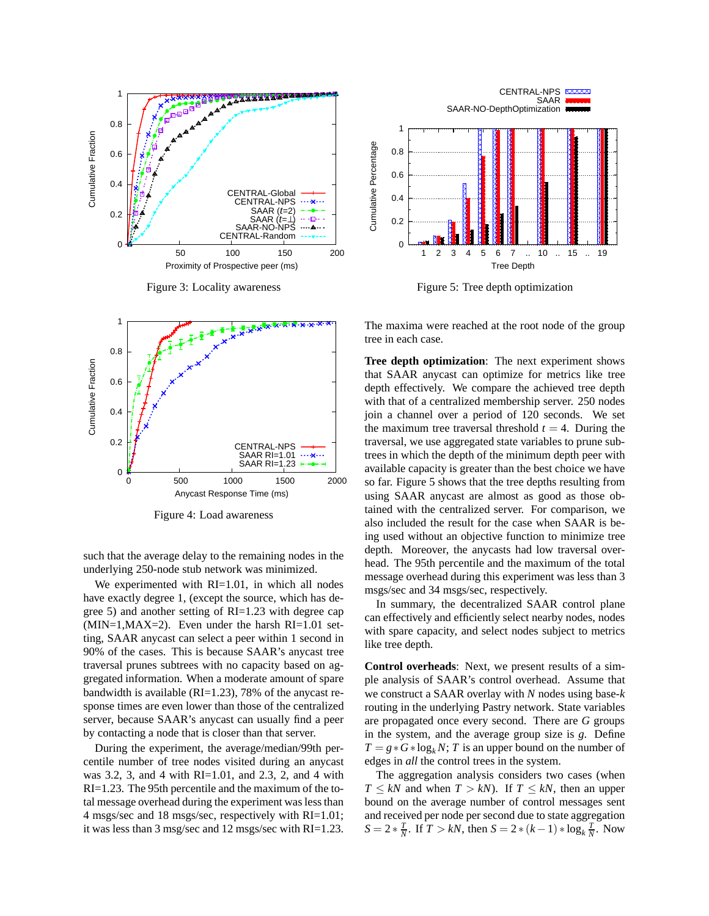Figure 3: Locality awareness

Figure 5: Tree depth optimization

Figure 4: Load awareness

such that the average delay to the remaining nodes in the underlying 250-node stub network was minimized.

We experimented with RI=1.01, in which all nodes have exactly degree 1, (except the source, which has degree 5) and another setting of RI=1.23 with degree cap (MIN=1,MAX=2). Even under the harsh RI=1.01 setting, SAAR anycast can select a peer within 1 second in 90% of the cases. This is because SAAR's anycast tree traversal prunes subtrees with no capacity based on aggregated information. When a moderate amount of spare bandwidth is available (RI=1.23), 78% of the anycast response times are even lower than those of the centralized server, because SAAR's anycast can usually find a peer by contacting a node that is closer than that server.

During the experiment, the average/median/99th percentile number of tree nodes visited during an anycast was 3.2, 3, and 4 with RI=1.01, and 2.3, 2, and 4 with RI=1.23. The 95th percentile and the maximum of the total message overhead during the experiment was less than 4 msgs/sec and 18 msgs/sec, respectively with RI=1.01; it was less than 3 msg/sec and 12 msgs/sec with RI=1.23. The maxima were reached at the root node of the group tree in each case.

**Tree depth optimization**: The next experiment shows that SAAR anycast can optimize for metrics like tree depth effectively. We compare the achieved tree depth with that of a centralized membership server. 250 nodes join a channel over a period of 120 seconds. We set the maximum tree traversal threshold $t = 4$. During the traversal, we use aggregated state variables to prune subtrees in which the depth of the minimum depth peer with available capacity is greater than the best choice we have so far. Figure 5 shows that the tree depths resulting from using SAAR anycast are almost as good as those obtained with the centralized server. For comparison, we also included the result for the case when SAAR is being used without an objective function to minimize tree depth. Moreover, the anycasts had low traversal overhead. The 95th percentile and the maximum of the total message overhead during this experiment was less than 3 msgs/sec and 34 msgs/sec, respectively.

In summary, the decentralized SAAR control plane can effectively and efficiently select nearby nodes, nodes with spare capacity, and select nodes subject to metrics like tree depth.

**Control overheads**: Next, we present results of a simple analysis of SAAR's control overhead. Assume that we construct a SAAR overlay with $N$ nodes using base-$k$ routing in the underlying Pastry network. State variables are propagated once every second. There are $G$ groups in the system, and the average group size is $g$. Define $T = g * G * \log_k N$; $T$ is an upper bound on the number of edges in *all* the control trees in the system.

The aggregation analysis considers two cases (when $T \leq kN$ and when $T > kN$). If $T \leq kN$, then an upper bound on the average number of control messages sent and received per node per second due to state aggregation $S = 2 * \frac{T}{N}$. If $T > kN$, then $S = 2 * (k-1) * \log_k \frac{T}{N}$. Now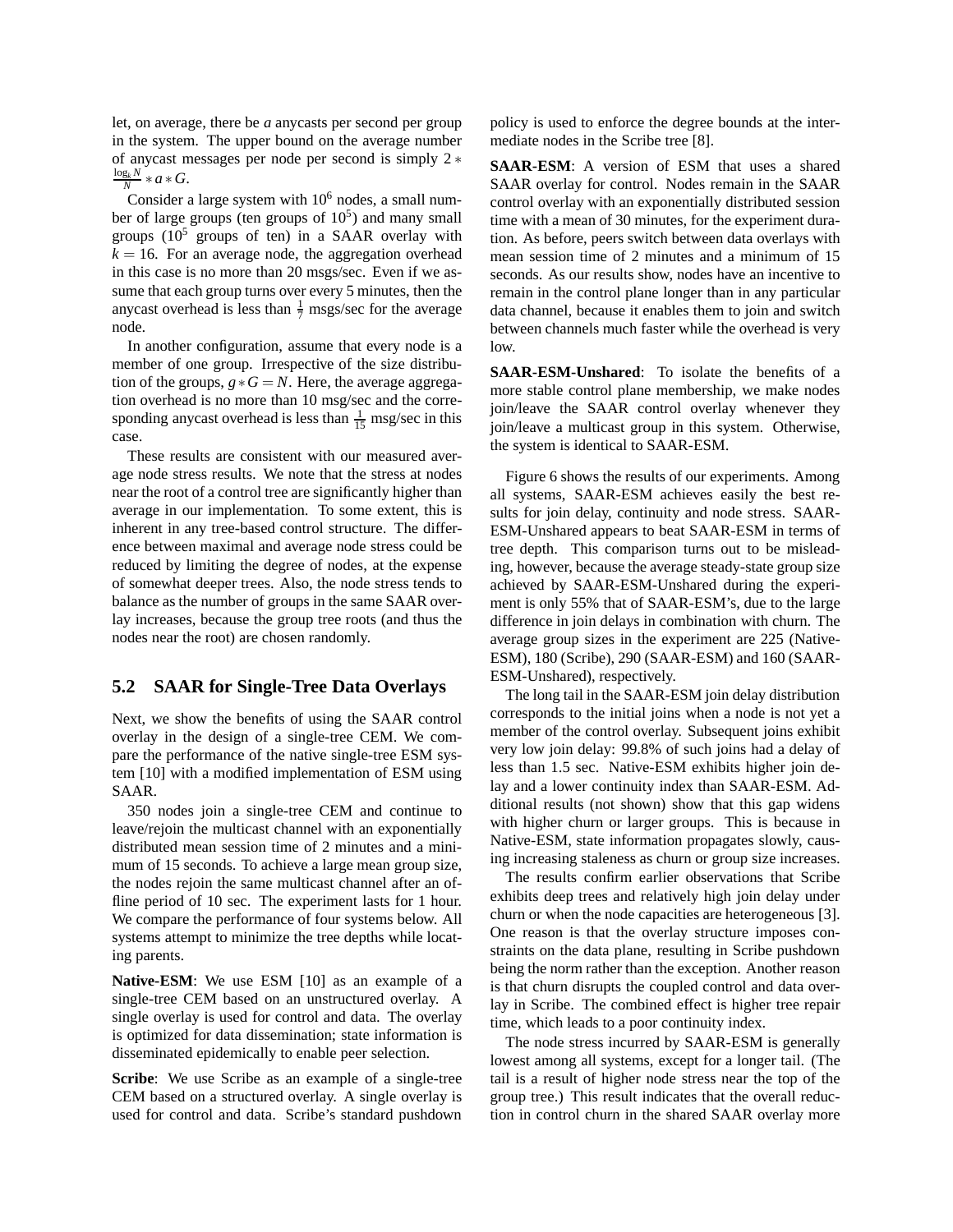let, on average, there be $a$ anycasts per second per group in the system. The upper bound on the average number of anycast messages per node per second is simply $2 * \frac{\log_k N}{N} * a * G$.

Consider a large system with $10^6$ nodes, a small number of large groups (ten groups of $10^5$) and many small groups ($10^5$ groups of ten) in a SAAR overlay with $k = 16$. For an average node, the aggregation overhead in this case is no more than 20 msgs/sec. Even if we assume that each group turns over every 5 minutes, then the anycast overhead is less than $\frac{1}{7}$ msgs/sec for the average node.

In another configuration, assume that every node is a member of one group. Irrespective of the size distribution of the groups, $g * G = N$. Here, the average aggregation overhead is no more than 10 msg/sec and the corresponding anycast overhead is less than $\frac{1}{15}$ msg/sec in this case.

These results are consistent with our measured average node stress results. We note that the stress at nodes near the root of a control tree are significantly higher than average in our implementation. To some extent, this is inherent in any tree-based control structure. The difference between maximal and average node stress could be reduced by limiting the degree of nodes, at the expense of somewhat deeper trees. Also, the node stress tends to balance as the number of groups in the same SAAR overlay increases, because the group tree roots (and thus the nodes near the root) are chosen randomly.

## 5.2 SAAR for Single-Tree Data Overlays

Next, we show the benefits of using the SAAR control overlay in the design of a single-tree CEM. We compare the performance of the native single-tree ESM system [10] with a modified implementation of ESM using SAAR.

350 nodes join a single-tree CEM and continue to leave/rejoin the multicast channel with an exponentially distributed mean session time of 2 minutes and a minimum of 15 seconds. To achieve a large mean group size, the nodes rejoin the same multicast channel after an offline period of 10 sec. The experiment lasts for 1 hour. We compare the performance of four systems below. All systems attempt to minimize the tree depths while locating parents.

**Native-ESM**: We use ESM [10] as an example of a single-tree CEM based on an unstructured overlay. A single overlay is used for control and data. The overlay is optimized for data dissemination; state information is disseminated epidemically to enable peer selection.

**Scribe**: We use Scribe as an example of a single-tree CEM based on a structured overlay. A single overlay is used for control and data. Scribe's standard pushdown policy is used to enforce the degree bounds at the intermediate nodes in the Scribe tree [8].

**SAAR-ESM**: A version of ESM that uses a shared SAAR overlay for control. Nodes remain in the SAAR control overlay with an exponentially distributed session time with a mean of 30 minutes, for the experiment duration. As before, peers switch between data overlays with mean session time of 2 minutes and a minimum of 15 seconds. As our results show, nodes have an incentive to remain in the control plane longer than in any particular data channel, because it enables them to join and switch between channels much faster while the overhead is very low.

**SAAR-ESM-Unshared**: To isolate the benefits of a more stable control plane membership, we make nodes join/leave the SAAR control overlay whenever they join/leave a multicast group in this system. Otherwise, the system is identical to SAAR-ESM.

Figure 6 shows the results of our experiments. Among all systems, SAAR-ESM achieves easily the best results for join delay, continuity and node stress. SAAR-ESM-Unshared appears to beat SAAR-ESM in terms of tree depth. This comparison turns out to be misleading, however, because the average steady-state group size achieved by SAAR-ESM-Unshared during the experiment is only 55% that of SAAR-ESM's, due to the large difference in join delays in combination with churn. The average group sizes in the experiment are 225 (Native-ESM), 180 (Scribe), 290 (SAAR-ESM) and 160 (SAAR-ESM-Unshared), respectively.

The long tail in the SAAR-ESM join delay distribution corresponds to the initial joins when a node is not yet a member of the control overlay. Subsequent joins exhibit very low join delay: 99.8% of such joins had a delay of less than 1.5 sec. Native-ESM exhibits higher join delay and a lower continuity index than SAAR-ESM. Additional results (not shown) show that this gap widens with higher churn or larger groups. This is because in Native-ESM, state information propagates slowly, causing increasing staleness as churn or group size increases.

The results confirm earlier observations that Scribe exhibits deep trees and relatively high join delay under churn or when the node capacities are heterogeneous [3]. One reason is that the overlay structure imposes constraints on the data plane, resulting in Scribe pushdown being the norm rather than the exception. Another reason is that churn disrupts the coupled control and data overlay in Scribe. The combined effect is higher tree repair time, which leads to a poor continuity index.

The node stress incurred by SAAR-ESM is generally lowest among all systems, except for a longer tail. (The tail is a result of higher node stress near the top of the group tree.) This result indicates that the overall reduction in control churn in the shared SAAR overlay more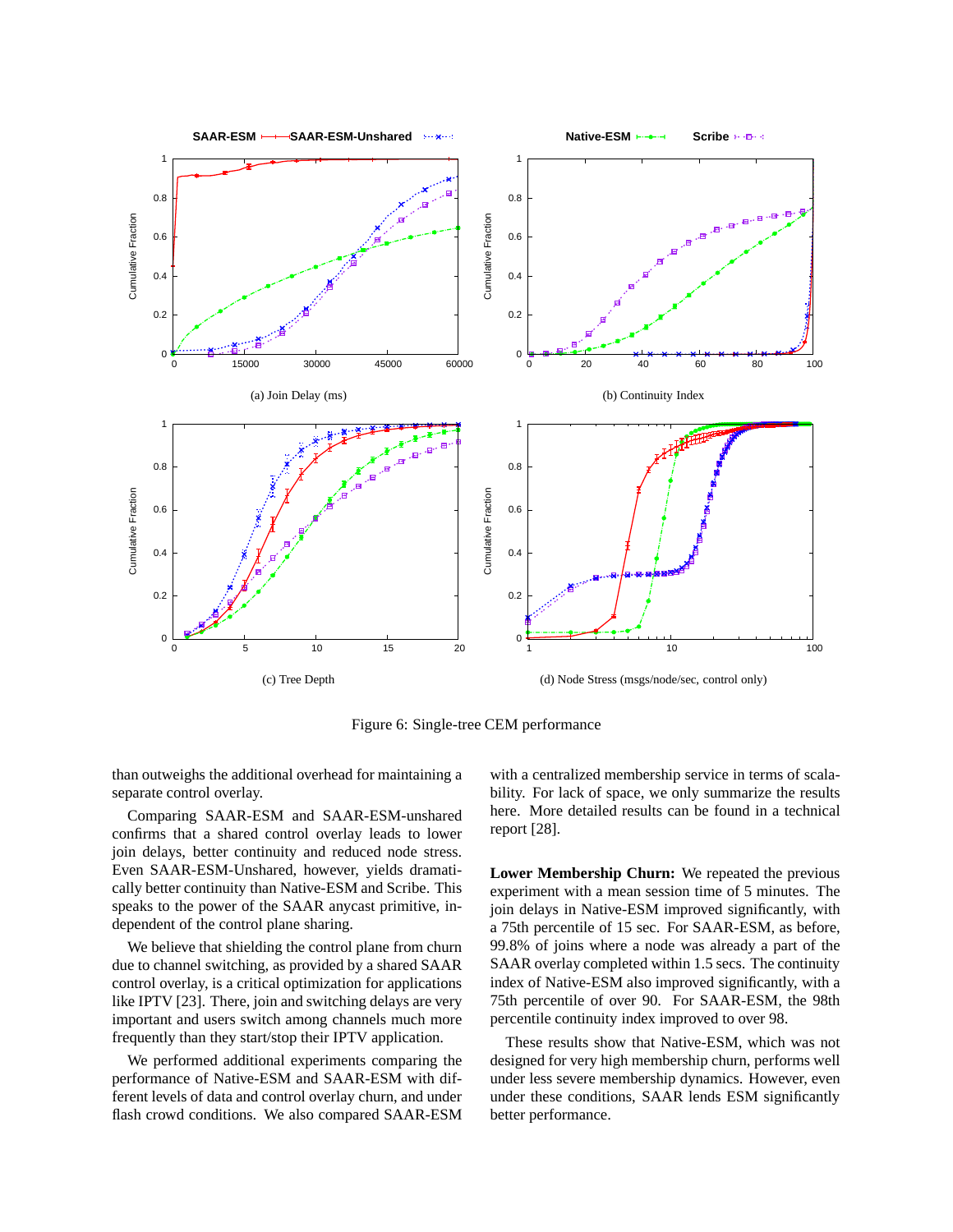Figure 6: Single-tree CEM performance

(a) Join Delay (ms)

(b) Continuity Index

(c) Tree Depth

(d) Node Stress (msgs/node/sec, control only)

than outweighs the additional overhead for maintaining a separate control overlay.

Comparing SAAR-ESM and SAAR-ESM-unshared confirms that a shared control overlay leads to lower join delays, better continuity and reduced node stress. Even SAAR-ESM-Unshared, however, yields dramatically better continuity than Native-ESM and Scribe. This speaks to the power of the SAAR anycast primitive, independent of the control plane sharing.

We believe that shielding the control plane from churn due to channel switching, as provided by a shared SAAR control overlay, is a critical optimization for applications like IPTV [23]. There, join and switching delays are very important and users switch among channels much more frequently than they start/stop their IPTV application.

We performed additional experiments comparing the performance of Native-ESM and SAAR-ESM with different levels of data and control overlay churn, and under flash crowd conditions. We also compared SAAR-ESM with a centralized membership service in terms of scalability. For lack of space, we only summarize the results here. More detailed results can be found in a technical report [28].

**Lower Membership Churn:** We repeated the previous experiment with a mean session time of 5 minutes. The join delays in Native-ESM improved significantly, with a 75th percentile of 15 sec. For SAAR-ESM, as before, 99.8% of joins where a node was already a part of the SAAR overlay completed within 1.5 secs. The continuity index of Native-ESM also improved significantly, with a 75th percentile of over 90. For SAAR-ESM, the 98th percentile continuity index improved to over 98.

These results show that Native-ESM, which was not designed for very high membership churn, performs well under less severe membership dynamics. However, even under these conditions, SAAR lends ESM significantly better performance.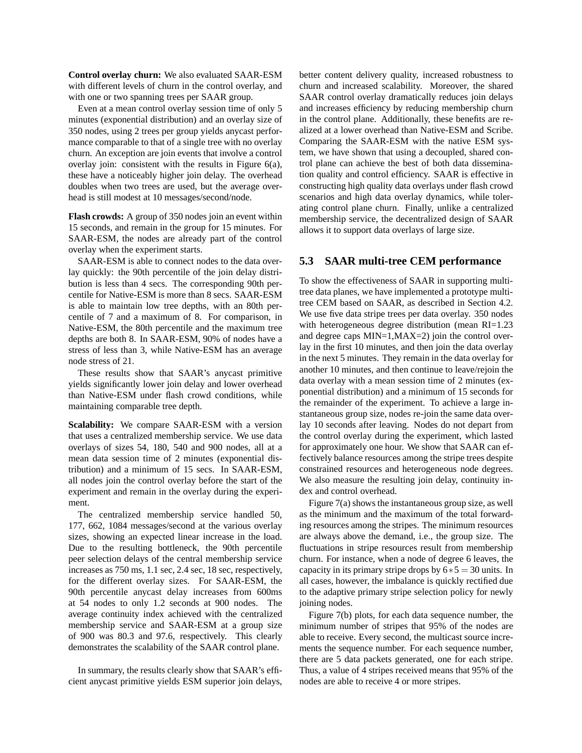**Control overlay churn:** We also evaluated SAAR-ESM with different levels of churn in the control overlay, and with one or two spanning trees per SAAR group.

Even at a mean control overlay session time of only 5 minutes (exponential distribution) and an overlay size of 350 nodes, using 2 trees per group yields anycast performance comparable to that of a single tree with no overlay churn. An exception are join events that involve a control overlay join: consistent with the results in Figure 6(a), these have a noticeably higher join delay. The overhead doubles when two trees are used, but the average overhead is still modest at 10 messages/second/node.

**Flash crowds:** A group of 350 nodes join an event within 15 seconds, and remain in the group for 15 minutes. For SAAR-ESM, the nodes are already part of the control overlay when the experiment starts.

SAAR-ESM is able to connect nodes to the data overlay quickly: the 90th percentile of the join delay distribution is less than 4 secs. The corresponding 90th percentile for Native-ESM is more than 8 secs. SAAR-ESM is able to maintain low tree depths, with an 80th percentile of 7 and a maximum of 8. For comparison, in Native-ESM, the 80th percentile and the maximum tree depths are both 8. In SAAR-ESM, 90% of nodes have a stress of less than 3, while Native-ESM has an average node stress of 21.

These results show that SAAR's anycast primitive yields significantly lower join delay and lower overhead than Native-ESM under flash crowd conditions, while maintaining comparable tree depth.

**Scalability:** We compare SAAR-ESM with a version that uses a centralized membership service. We use data overlays of sizes 54, 180, 540 and 900 nodes, all at a mean data session time of 2 minutes (exponential distribution) and a minimum of 15 secs. In SAAR-ESM, all nodes join the control overlay before the start of the experiment and remain in the overlay during the experiment.

The centralized membership service handled 50, 177, 662, 1084 messages/second at the various overlay sizes, showing an expected linear increase in the load. Due to the resulting bottleneck, the 90th percentile peer selection delays of the central membership service increases as 750 ms, 1.1 sec, 2.4 sec, 18 sec, respectively, for the different overlay sizes. For SAAR-ESM, the 90th percentile anycast delay increases from 600ms at 54 nodes to only 1.2 seconds at 900 nodes. The average continuity index achieved with the centralized membership service and SAAR-ESM at a group size of 900 was 80.3 and 97.6, respectively. This clearly demonstrates the scalability of the SAAR control plane.

In summary, the results clearly show that SAAR's efficient anycast primitive yields ESM superior join delays, better content delivery quality, increased robustness to churn and increased scalability. Moreover, the shared SAAR control overlay dramatically reduces join delays and increases efficiency by reducing membership churn in the control plane. Additionally, these benefits are realized at a lower overhead than Native-ESM and Scribe. Comparing the SAAR-ESM with the native ESM system, we have shown that using a decoupled, shared control plane can achieve the best of both data dissemination quality and control efficiency. SAAR is effective in constructing high quality data overlays under flash crowd scenarios and high data overlay dynamics, while tolerating control plane churn. Finally, unlike a centralized membership service, the decentralized design of SAAR allows it to support data overlays of large size.

## 5.3 SAAR multi-tree CEM performance

To show the effectiveness of SAAR in supporting multi-tree data planes, we have implemented a prototype multi-tree CEM based on SAAR, as described in Section 4.2. We use five data stripe trees per data overlay. 350 nodes with heterogeneous degree distribution (mean RI=1.23 and degree caps MIN=1,MAX=2) join the control overlay in the first 10 minutes, and then join the data overlay in the next 5 minutes. They remain in the data overlay for another 10 minutes, and then continue to leave/rejoin the data overlay with a mean session time of 2 minutes (exponential distribution) and a minimum of 15 seconds for the remainder of the experiment. To achieve a large instantaneous group size, nodes re-join the same data overlay 10 seconds after leaving. Nodes do not depart from the control overlay during the experiment, which lasted for approximately one hour. We show that SAAR can effectively balance resources among the stripe trees despite constrained resources and heterogeneous node degrees. We also measure the resulting join delay, continuity index and control overhead.

Figure 7(a) shows the instantaneous group size, as well as the minimum and the maximum of the total forwarding resources among the stripes. The minimum resources are always above the demand, i.e., the group size. The fluctuations in stripe resources result from membership churn. For instance, when a node of degree 6 leaves, the capacity in its primary stripe drops by $6 * 5 = 30$ units. In all cases, however, the imbalance is quickly rectified due to the adaptive primary stripe selection policy for newly joining nodes.

Figure 7(b) plots, for each data sequence number, the minimum number of stripes that 95% of the nodes are able to receive. Every second, the multicast source increments the sequence number. For each sequence number, there are 5 data packets generated, one for each stripe. Thus, a value of 4 stripes received means that 95% of the nodes are able to receive 4 or more stripes.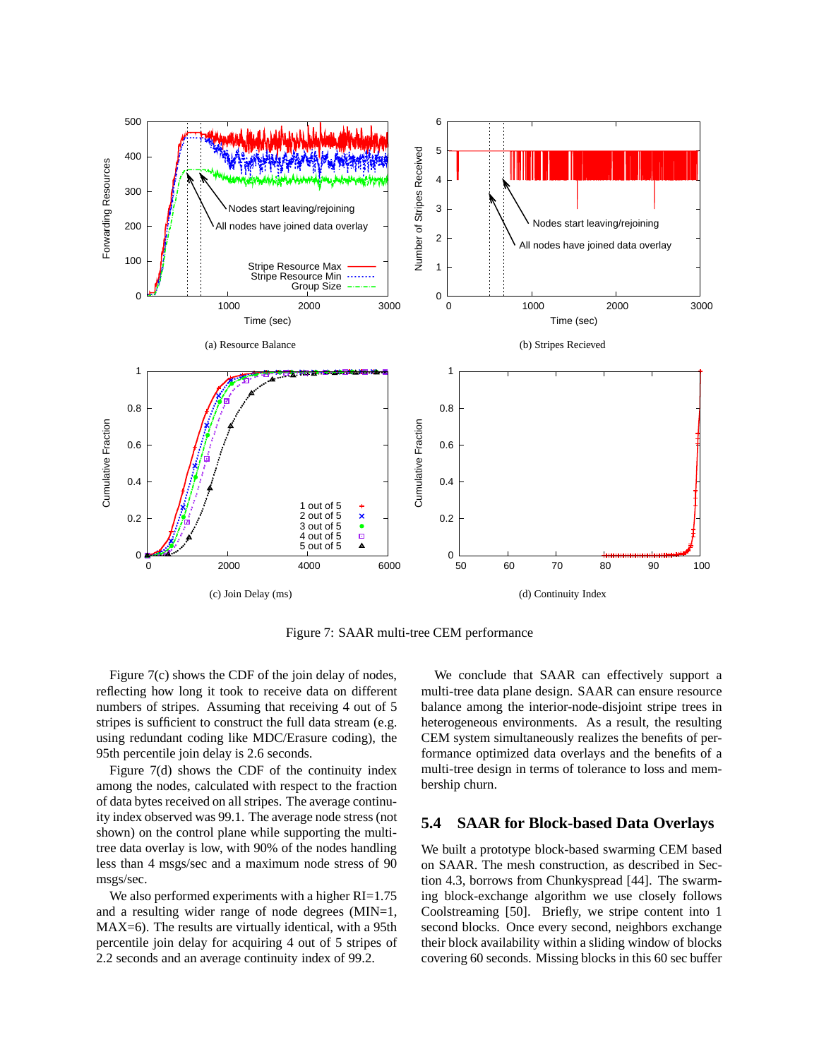(a) Resource Balance

(b) Stripes Recieved

(c) Join Delay (ms)

(d) Continuity Index

Figure 7: SAAR multi-tree CEM performance

Figure 7(c) shows the CDF of the join delay of nodes, reflecting how long it took to receive data on different numbers of stripes. Assuming that receiving 4 out of 5 stripes is sufficient to construct the full data stream (e.g. using redundant coding like MDC/Erasure coding), the 95th percentile join delay is 2.6 seconds.

Figure 7(d) shows the CDF of the continuity index among the nodes, calculated with respect to the fraction of data bytes received on all stripes. The average continuity index observed was 99.1. The average node stress (not shown) on the control plane while supporting the multi-tree data overlay is low, with 90% of the nodes handling less than 4 msgs/sec and a maximum node stress of 90 msgs/sec.

We also performed experiments with a higher RI=1.75 and a resulting wider range of node degrees (MIN=1, MAX=6). The results are virtually identical, with a 95th percentile join delay for acquiring 4 out of 5 stripes of 2.2 seconds and an average continuity index of 99.2.

We conclude that SAAR can effectively support a multi-tree data plane design. SAAR can ensure resource balance among the interior-node-disjoint stripe trees in heterogeneous environments. As a result, the resulting CEM system simultaneously realizes the benefits of performance optimized data overlays and the benefits of a multi-tree design in terms of tolerance to loss and membership churn.

## 5.4 SAAR for Block-based Data Overlays

We built a prototype block-based swarming CEM based on SAAR. The mesh construction, as described in Section 4.3, borrows from Chunkyspread [44]. The swarming block-exchange algorithm we use closely follows Coolstreaming [50]. Briefly, we stripe content into 1 second blocks. Once every second, neighbors exchange their block availability within a sliding window of blocks covering 60 seconds. Missing blocks in this 60 sec buffer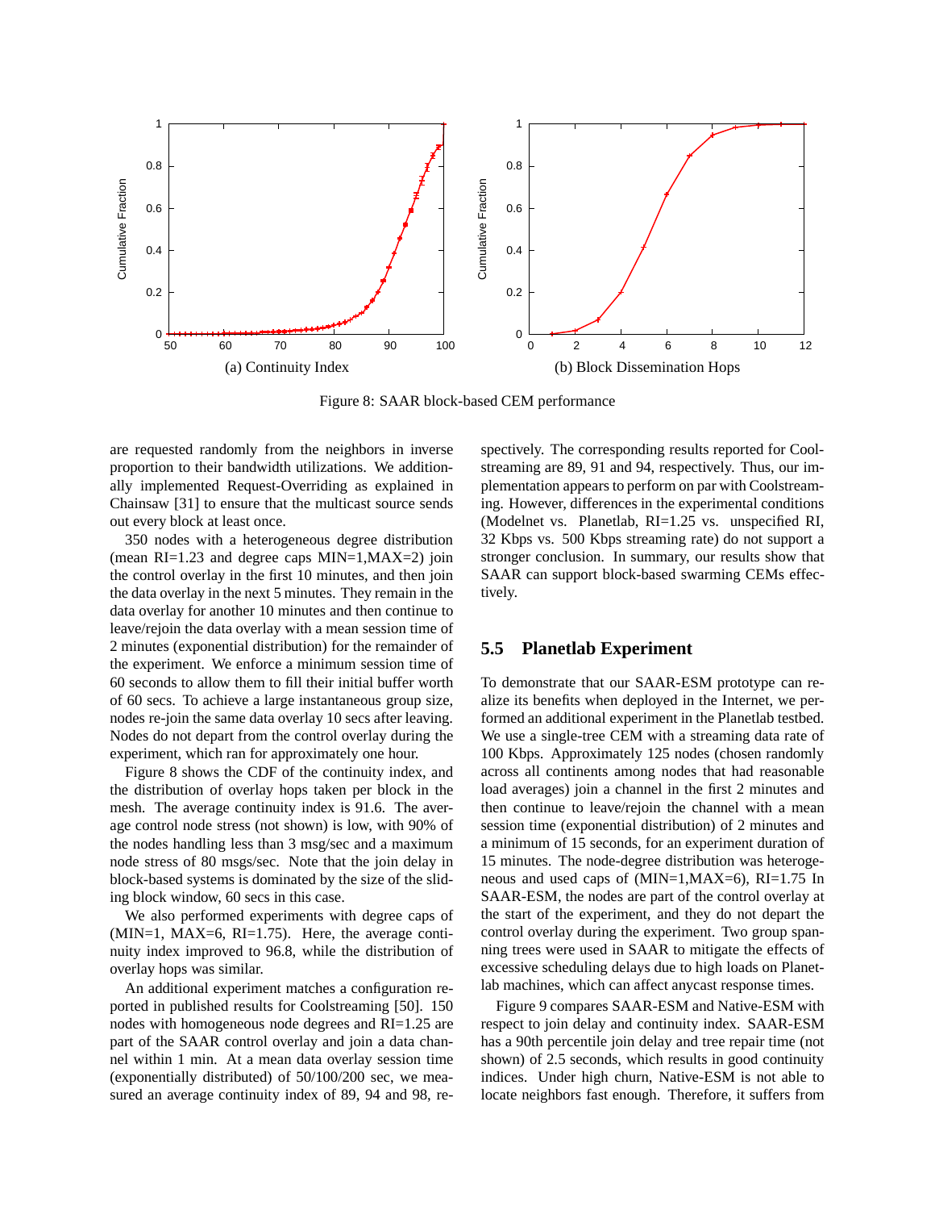Figure 8: SAAR block-based CEM performance

(a) Continuity Index

(b) Block Dissemination Hops

are requested randomly from the neighbors in inverse proportion to their bandwidth utilizations. We additionally implemented Request-Overriding as explained in Chainsaw [31] to ensure that the multicast source sends out every block at least once.

350 nodes with a heterogeneous degree distribution (mean RI=1.23 and degree caps MIN=1,MAX=2) join the control overlay in the first 10 minutes, and then join the data overlay in the next 5 minutes. They remain in the data overlay for another 10 minutes and then continue to leave/rejoin the data overlay with a mean session time of 2 minutes (exponential distribution) for the remainder of the experiment. We enforce a minimum session time of 60 seconds to allow them to fill their initial buffer worth of 60 secs. To achieve a large instantaneous group size, nodes re-join the same data overlay 10 secs after leaving. Nodes do not depart from the control overlay during the experiment, which ran for approximately one hour.

Figure 8 shows the CDF of the continuity index, and the distribution of overlay hops taken per block in the mesh. The average continuity index is 91.6. The average control node stress (not shown) is low, with 90% of the nodes handling less than 3 msg/sec and a maximum node stress of 80 msgs/sec. Note that the join delay in block-based systems is dominated by the size of the sliding block window, 60 secs in this case.

We also performed experiments with degree caps of (MIN=1, MAX=6, RI=1.75). Here, the average continuity index improved to 96.8, while the distribution of overlay hops was similar.

An additional experiment matches a configuration reported in published results for Coolstreaming [50]. 150 nodes with homogeneous node degrees and RI=1.25 are part of the SAAR control overlay and join a data channel within 1 min. At a mean data overlay session time (exponentially distributed) of 50/100/200 sec, we measured an average continuity index of 89, 94 and 98, respectively. The corresponding results reported for Coolstreaming are 89, 91 and 94, respectively. Thus, our implementation appears to perform on par with Coolstreaming. However, differences in the experimental conditions (Modelnet vs. Planetlab, RI=1.25 vs. unspecified RI, 32 Kbps vs. 500 Kbps streaming rate) do not support a stronger conclusion. In summary, our results show that SAAR can support block-based swarming CEMs effectively.

## 5.5 Planetlab Experiment

To demonstrate that our SAAR-ESM prototype can realize its benefits when deployed in the Internet, we performed an additional experiment in the Planetlab testbed. We use a single-tree CEM with a streaming data rate of 100 Kbps. Approximately 125 nodes (chosen randomly across all continents among nodes that had reasonable load averages) join a channel in the first 2 minutes and then continue to leave/rejoin the channel with a mean session time (exponential distribution) of 2 minutes and a minimum of 15 seconds, for an experiment duration of 15 minutes. The node-degree distribution was heterogeneous and used caps of (MIN=1,MAX=6), RI=1.75 In SAAR-ESM, the nodes are part of the control overlay at the start of the experiment, and they do not depart the control overlay during the experiment. Two group spanning trees were used in SAAR to mitigate the effects of excessive scheduling delays due to high loads on Planetlab machines, which can affect anycast response times.

Figure 9 compares SAAR-ESM and Native-ESM with respect to join delay and continuity index. SAAR-ESM has a 90th percentile join delay and tree repair time (not shown) of 2.5 seconds, which results in good continuity indices. Under high churn, Native-ESM is not able to locate neighbors fast enough. Therefore, it suffers from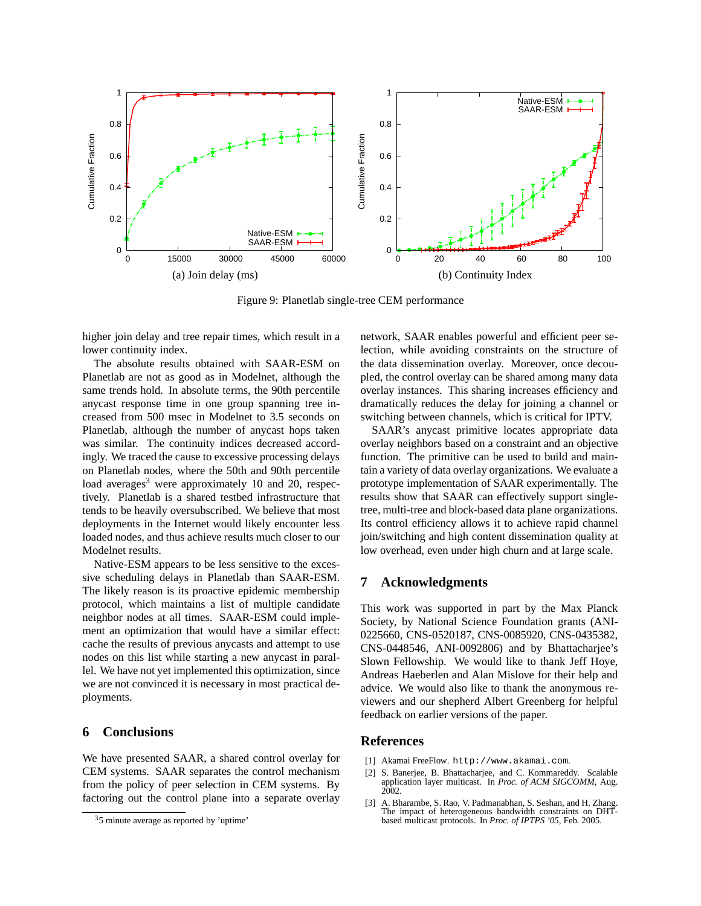Figure 9: Planetlab single-tree CEM performance

higher join delay and tree repair times, which result in a lower continuity index.

The absolute results obtained with SAAR-ESM on Planetlab are not as good as in Modelnet, although the same trends hold. In absolute terms, the 90th percentile anycast response time in one group spanning tree increased from 500 msec in Modelnet to 3.5 seconds on Planetlab, although the number of anycast hops taken was similar. The continuity indices decreased accordingly. We traced the cause to excessive processing delays on Planetlab nodes, where the 50th and 90th percentile load averages[3] were approximately 10 and 20, respectively. Planetlab is a shared testbed infrastructure that tends to be heavily oversubscribed. We believe that most deployments in the Internet would likely encounter less loaded nodes, and thus achieve results much closer to our Modelnet results.

Native-ESM appears to be less sensitive to the excessive scheduling delays in Planetlab than SAAR-ESM. The likely reason is its proactive epidemic membership protocol, which maintains a list of multiple candidate neighbor nodes at all times. SAAR-ESM could implement an optimization that would have a similar effect: cache the results of previous anycasts and attempt to use nodes on this list while starting a new anycast in parallel. We have not yet implemented this optimization, since we are not convinced it is necessary in most practical deployments.

## 6 Conclusions

We have presented SAAR, a shared control overlay for CEM systems. SAAR separates the control mechanism from the policy of peer selection in CEM systems. By factoring out the control plane into a separate overlay network, SAAR enables powerful and efficient peer selection, while avoiding constraints on the structure of the data dissemination overlay. Moreover, once decoupled, the control overlay can be shared among many data overlay instances. This sharing increases efficiency and dramatically reduces the delay for joining a channel or switching between channels, which is critical for IPTV.

SAAR's anycast primitive locates appropriate data overlay neighbors based on a constraint and an objective function. The primitive can be used to build and maintain a variety of data overlay organizations. We evaluate a prototype implementation of SAAR experimentally. The results show that SAAR can effectively support single-tree, multi-tree and block-based data plane organizations. Its control efficiency allows it to achieve rapid channel join/switching and high content dissemination quality at low overhead, even under high churn and at large scale.

## 7 Acknowledgments

This work was supported in part by the Max Planck Society, by National Science Foundation grants (ANI-0225660, CNS-0520187, CNS-0085920, CNS-0435382, CNS-0448546, ANI-0092806) and by Bhattacharjee's Slown Fellowship. We would like to thank Jeff Hoye, Andreas Haeberlen and Alan Mislove for their help and advice. We would also like to thank the anonymous reviewers and our shepherd Albert Greenberg for helpful feedback on earlier versions of the paper.

## References

[1] Akamai FreeFlow. `http://www.akamai.com`.

[2] S. Banerjee, B. Bhattacharjee, and C. Kommareddy. Scalable application layer multicast. In *Proc. of ACM SIGCOMM*, Aug. 2002.

[3] A. Bharambe, S. Rao, V. Padmanabhan, S. Seshan, and H. Zhang. The impact of heterogeneous bandwidth constraints on DHT-based multicast protocols. In *Proc. of IPTPS '05*, Feb. 2005.

[3] 5 minute average as reported by 'uptime'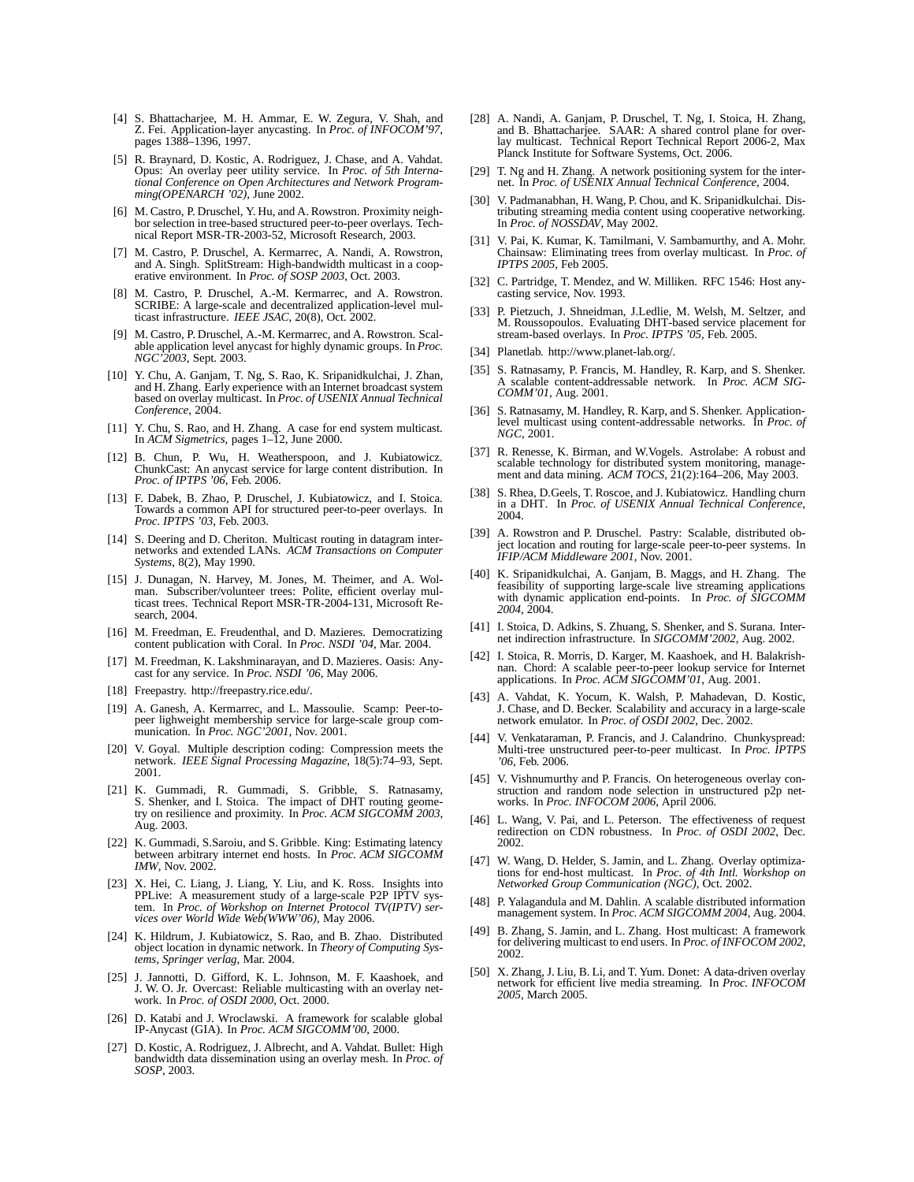[4] S. Bhattacharjee, M. H. Ammar, E. W. Zegura, V. Shah, and Z. Fei. Application-layer anycasting. In *Proc. of INFOCOM'97*, pages 1388–1396, 1997.

[5] R. Braynard, D. Kostic, A. Rodriguez, J. Chase, and A. Vahdat. Opus: An overlay peer utility service. In *Proc. of 5th International Conference on Open Architectures and Network Programming(OPENARCH '02)*, June 2002.

[6] M. Castro, P. Druschel, Y. Hu, and A. Rowstron. Proximity neighbor selection in tree-based structured peer-to-peer overlays. Technical Report MSR-TR-2003-52, Microsoft Research, 2003.

[7] M. Castro, P. Druschel, A. Kermarrec, A. Nandi, A. Rowstron, and A. Singh. SplitStream: High-bandwidth multicast in a cooperative environment. In *Proc. of SOSP 2003*, Oct. 2003.

[8] M. Castro, P. Druschel, A.-M. Kermarrec, and A. Rowstron. SCRIBE: A large-scale and decentralized application-level multicast infrastructure. *IEEE JSAC*, 20(8), Oct. 2002.

[9] M. Castro, P. Druschel, A.-M. Kermarrec, and A. Rowstron. Scalable application level anycast for highly dynamic groups. In *Proc. NGC'2003*, Sept. 2003.

[10] Y. Chu, A. Ganjam, T. Ng, S. Rao, K. Sripanidkulchai, J. Zhan, and H. Zhang. Early experience with an Internet broadcast system based on overlay multicast. In *Proc. of USENIX Annual Technical Conference*, 2004.

[11] Y. Chu, S. Rao, and H. Zhang. A case for end system multicast. In *ACM Sigmetrics*, pages 1–12, June 2000.

[12] B. Chun, P. Wu, H. Weatherspoon, and J. Kubiatowicz. ChunkCast: An anycast service for large content distribution. In *Proc. of IPTPS '06*, Feb. 2006.

[13] F. Dabek, B. Zhao, P. Druschel, J. Kubiatowicz, and I. Stoica. Towards a common API for structured peer-to-peer overlays. In *Proc. IPTPS '03*, Feb. 2003.

[14] S. Deering and D. Cheriton. Multicast routing in datagram internetworks and extended LANs. *ACM Transactions on Computer Systems*, 8(2), May 1990.

[15] J. Dunagan, N. Harvey, M. Jones, M. Theimer, and A. Wolman. Subscriber/volunteer trees: Polite, efficient overlay multicast trees. Technical Report MSR-TR-2004-131, Microsoft Research, 2004.

[16] M. Freedman, E. Freudenthal, and D. Mazieres. Democratizing content publication with Coral. In *Proc. NSDI '04*, Mar. 2004.

[17] M. Freedman, K. Lakshminarayan, and D. Mazieres. Oasis: Anycast for any service. In *Proc. NSDI '06*, May 2006.

[18] Freepastry. http://freepastry.rice.edu/.

[19] A. Ganesh, A. Kermarrec, and L. Massoulie. Scamp: Peer-to-peer lighweight membership service for large-scale group communication. In *Proc. NGC'2001*, Nov. 2001.

[20] V. Goyal. Multiple description coding: Compression meets the network. *IEEE Signal Processing Magazine*, 18(5):74–93, Sept. 2001.

[21] K. Gummadi, R. Gummadi, S. Gribble, S. Ratnasamy, S. Shenker, and I. Stoica. The impact of DHT routing geometry on resilience and proximity. In *Proc. ACM SIGCOMM 2003*, Aug. 2003.

[22] K. Gummadi, S.Saroiu, and S. Gribble. King: Estimating latency between arbitrary internet end hosts. In *Proc. ACM SIGCOMM IMW*, Nov. 2002.

[23] X. Hei, C. Liang, J. Liang, Y. Liu, and K. Ross. Insights into PPLive: A measurement study of a large-scale P2P IPTV system. In *Proc. of Workshop on Internet Protocol TV(IPTV) services over World Wide Web(WWW'06)*, May 2006.

[24] K. Hildrum, J. Kubiatowicz, S. Rao, and B. Zhao. Distributed object location in dynamic network. In *Theory of Computing Systems, Springer verlag*, Mar. 2004.

[25] J. Jannotti, D. Gifford, K. L. Johnson, M. F. Kaashoek, and J. W. O. Jr. Overcast: Reliable multicasting with an overlay network. In *Proc. of OSDI 2000*, Oct. 2000.

[26] D. Katabi and J. Wroclawski. A framework for scalable global IP-Anycast (GIA). In *Proc. ACM SIGCOMM'00*, 2000.

[27] D. Kostic, A. Rodriguez, J. Albrecht, and A. Vahdat. Bullet: High bandwidth data dissemination using an overlay mesh. In *Proc. of SOSP*, 2003.

[28] A. Nandi, A. Ganjam, P. Druschel, T. Ng, I. Stoica, H. Zhang, and B. Bhattacharjee. SAAR: A shared control plane for overlay multicast. Technical Report Technical Report 2006-2, Max Planck Institute for Software Systems, Oct. 2006.

[29] T. Ng and H. Zhang. A network positioning system for the internet. In *Proc. of USENIX Annual Technical Conference*, 2004.

[30] V. Padmanabhan, H. Wang, P. Chou, and K. Sripanidkulchai. Distributing streaming media content using cooperative networking. In *Proc. of NOSSDAV*, May 2002.

[31] V. Pai, K. Kumar, K. Tamilmani, V. Sambamurthy, and A. Mohr. Chainsaw: Eliminating trees from overlay multicast. In *Proc. of IPTPS 2005*, Feb 2005.

[32] C. Partridge, T. Mendez, and W. Milliken. RFC 1546: Host anycasting service, Nov. 1993.

[33] P. Pietzuch, J. Shneidman, J.Ledlie, M. Welsh, M. Seltzer, and M. Roussopoulos. Evaluating DHT-based service placement for stream-based overlays. In *Proc. IPTPS '05*, Feb. 2005.

[34] Planetlab. http://www.planet-lab.org/.

[35] S. Ratnasamy, P. Francis, M. Handley, R. Karp, and S. Shenker. A scalable content-addressable network. In *Proc. ACM SIGCOMM'01*, Aug. 2001.

[36] S. Ratnasamy, M. Handley, R. Karp, and S. Shenker. Application-level multicast using content-addressable networks. In *Proc. of NGC*, 2001.

[37] R. Renesse, K. Birman, and W.Vogels. Astrolabe: A robust and scalable technology for distributed system monitoring, management and data mining. *ACM TOCS*, 21(2):164–206, May 2003.

[38] S. Rhea, D.Geels, T. Roscoe, and J. Kubiatowicz. Handling churn in a DHT. In *Proc. of USENIX Annual Technical Conference*, 2004.

[39] A. Rowstron and P. Druschel. Pastry: Scalable, distributed object location and routing for large-scale peer-to-peer systems. In *IFIP/ACM Middleware 2001*, Nov. 2001.

[40] K. Sripanidkulchai, A. Ganjam, B. Maggs, and H. Zhang. The feasibility of supporting large-scale live streaming applications with dynamic application end-points. In *Proc. of SIGCOMM 2004*, 2004.

[41] I. Stoica, D. Adkins, S. Zhuang, S. Shenker, and S. Surana. Internet indirection infrastructure. In *SIGCOMM'2002*, Aug. 2002.

[42] I. Stoica, R. Morris, D. Karger, M. Kaashoek, and H. Balakrishnan. Chord: A scalable peer-to-peer lookup service for Internet applications. In *Proc. ACM SIGCOMM'01*, Aug. 2001.

[43] A. Vahdat, K. Yocum, K. Walsh, P. Mahadevan, D. Kostic, J. Chase, and D. Becker. Scalability and accuracy in a large-scale network emulator. In *Proc. of OSDI 2002*, Dec. 2002.

[44] V. Venkataraman, P. Francis, and J. Calandrino. Chunkyspread: Multi-tree unstructured peer-to-peer multicast. In *Proc. IPTPS '06*, Feb. 2006.

[45] V. Vishnumurthy and P. Francis. On heterogeneous overlay construction and random node selection in unstructured p2p networks. In *Proc. INFOCOM 2006*, April 2006.

[46] L. Wang, V. Pai, and L. Peterson. The effectiveness of request redirection on CDN robustness. In *Proc. of OSDI 2002*, Dec. 2002.

[47] W. Wang, D. Helder, S. Jamin, and L. Zhang. Overlay optimizations for end-host multicast. In *Proc. of 4th Intl. Workshop on Networked Group Communication (NGC)*, Oct. 2002.

[48] P. Yalagandula and M. Dahlin. A scalable distributed information management system. In *Proc. ACM SIGCOMM 2004*, Aug. 2004.

[49] B. Zhang, S. Jamin, and L. Zhang. Host multicast: A framework for delivering multicast to end users. In *Proc. of INFOCOM 2002*, 2002.

[50] X. Zhang, J. Liu, B. Li, and T. Yum. Donet: A data-driven overlay network for efficient live media streaming. In *Proc. INFOCOM 2005*, March 2005.